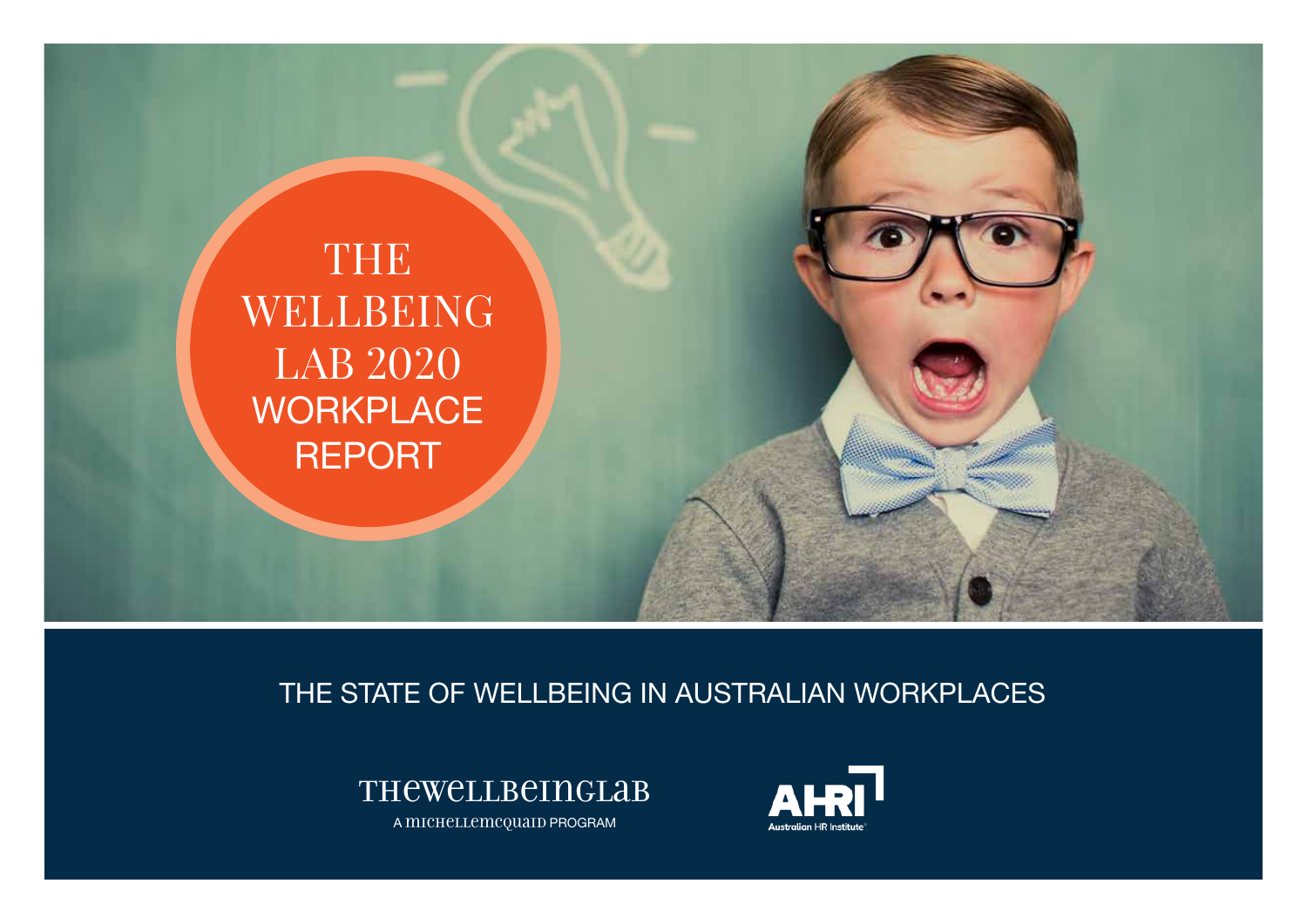# THE WELLBEING LAB 2020 WORKPLACE REPORT

## THE STATE OF WELLBEING IN AUSTRALIAN WORKPLACES

THEWELLBEINGLAB

A MICHELLEMCQUAID PROGRAM

AHRI Australian HR Institute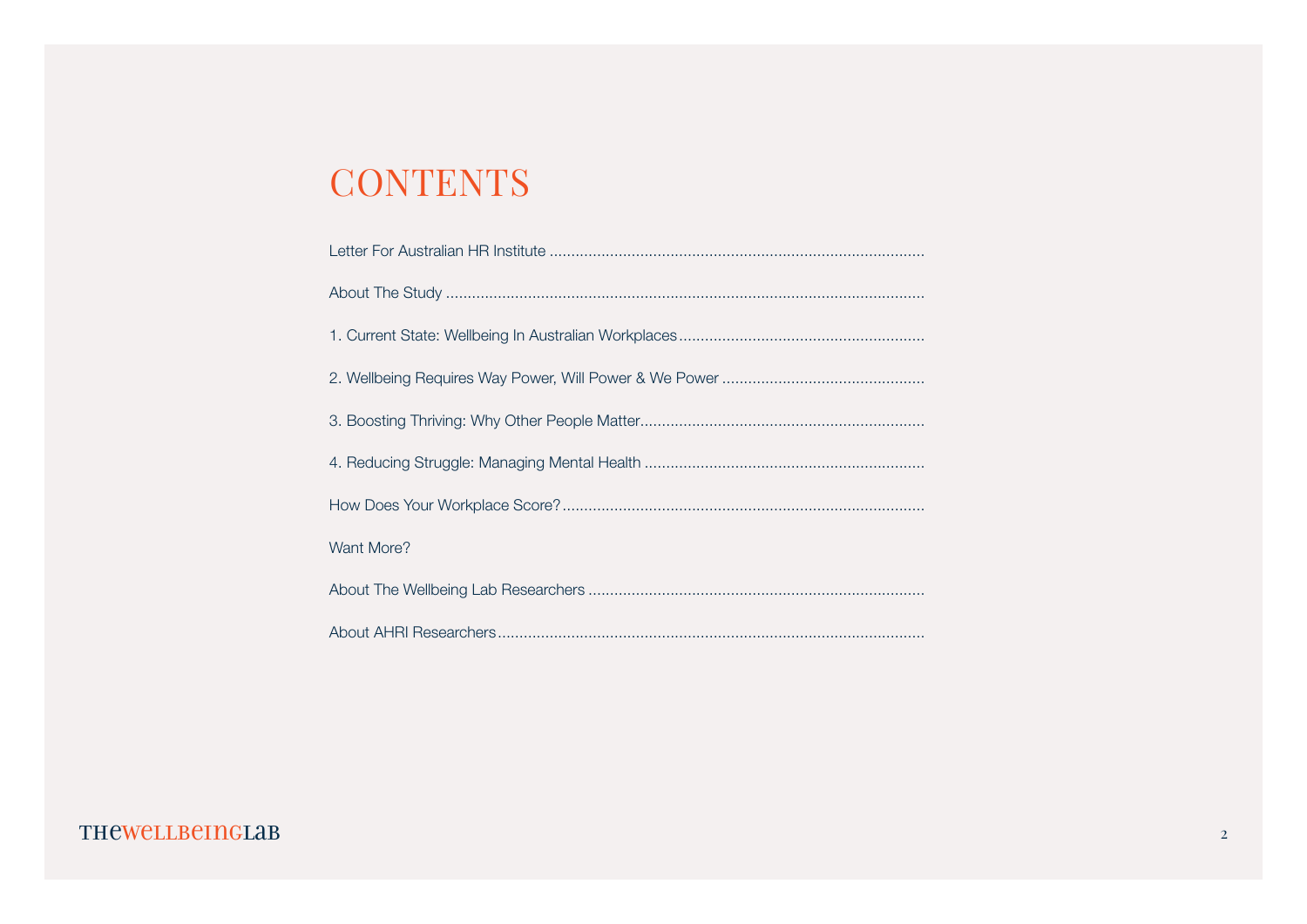# CONTENTS

Letter For Australian HR Institute

About The Study

1. Current State: Wellbeing In Australian Workplaces

2. Wellbeing Requires Way Power, Will Power & We Power

3. Boosting Thriving: Why Other People Matter

4. Reducing Struggle: Managing Mental Health

How Does Your Workplace Score?

Want More?

About The Wellbeing Lab Researchers

About AHRI Researchers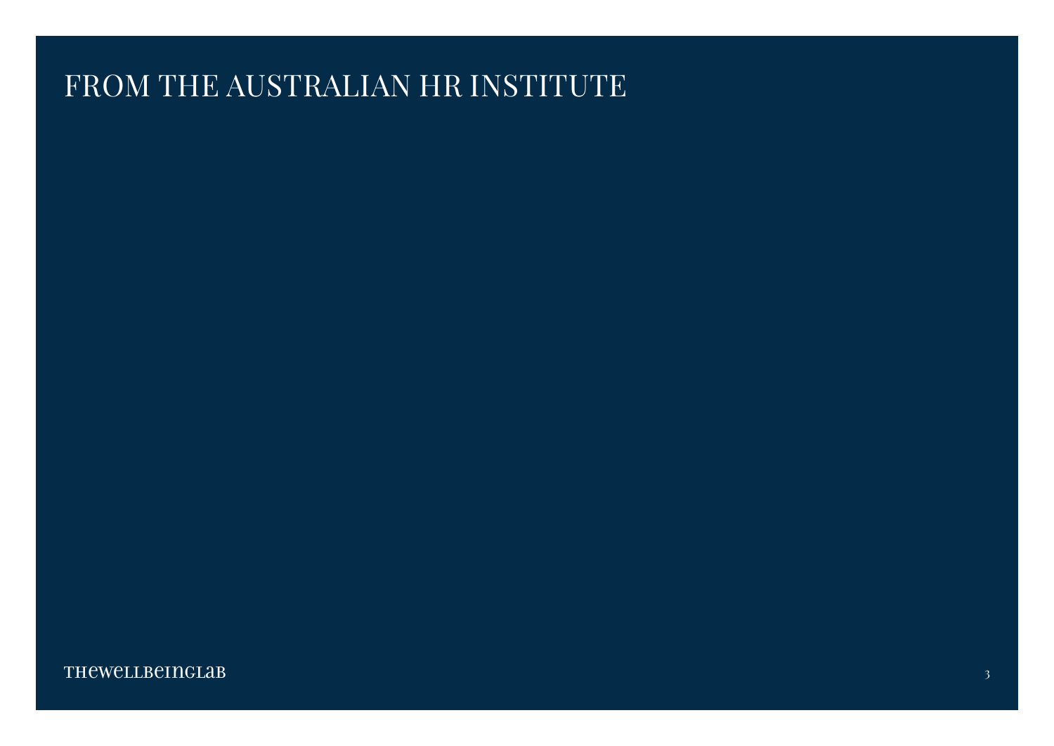# FROM THE AUSTRALIAN HR INSTITUTE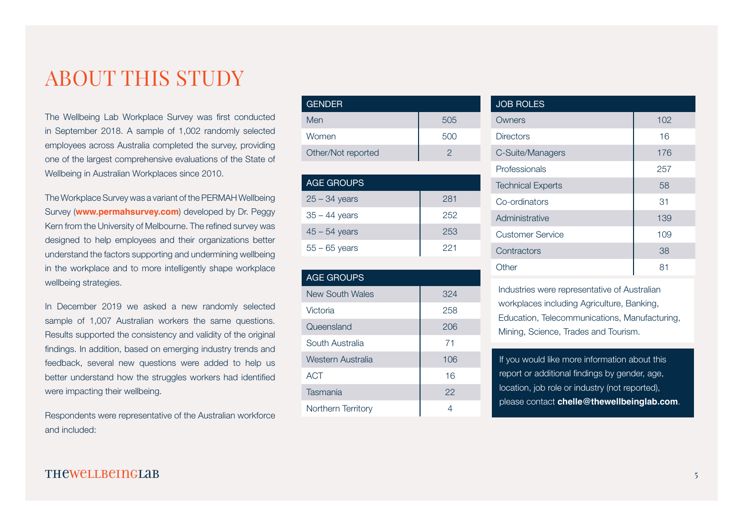# ABOUT THIS STUDY

The Wellbeing Lab Workplace Survey was first conducted in September 2018. A sample of 1,002 randomly selected employees across Australia completed the survey, providing one of the largest comprehensive evaluations of the State of Wellbeing in Australian Workplaces since 2010.

The Workplace Survey was a variant of the PERMAH Wellbeing Survey (**www.permahsurvey.com**) developed by Dr. Peggy Kern from the University of Melbourne. The refined survey was designed to help employees and their organizations better understand the factors supporting and undermining wellbeing in the workplace and to more intelligently shape workplace wellbeing strategies.

In December 2019 we asked a new randomly selected sample of 1,007 Australian workers the same questions. Results supported the consistency and validity of the original findings. In addition, based on emerging industry trends and feedback, several new questions were added to help us better understand how the struggles workers had identified were impacting their wellbeing.

Respondents were representative of the Australian workforce and included:

| GENDER | |
|---|---|
| Men | 505 |
| Women | 500 |
| Other/Not reported | 2 |

| AGE GROUPS | |
|---|---|
| 25 – 34 years | 281 |
| 35 – 44 years | 252 |
| 45 – 54 years | 253 |
| 55 – 65 years | 221 |

| AGE GROUPS | |
|---|---|
| New South Wales | 324 |
| Victoria | 258 |
| Queensland | 206 |
| South Australia | 71 |
| Western Australia | 106 |
| ACT | 16 |
| Tasmania | 22 |
| Northern Territory | 4 |

| JOB ROLES | |
|---|---|
| Owners | 102 |
| Directors | 16 |
| C-Suite/Managers | 176 |
| Professionals | 257 |
| Technical Experts | 58 |
| Co-ordinators | 31 |
| Administrative | 139 |
| Customer Service | 109 |
| Contractors | 38 |
| Other | 81 |

Industries were representative of Australian workplaces including Agriculture, Banking, Education, Telecommunications, Manufacturing, Mining, Science, Trades and Tourism.

If you would like more information about this report or additional findings by gender, age, location, job role or industry (not reported), please contact **chelle@thewellbeinglab.com**.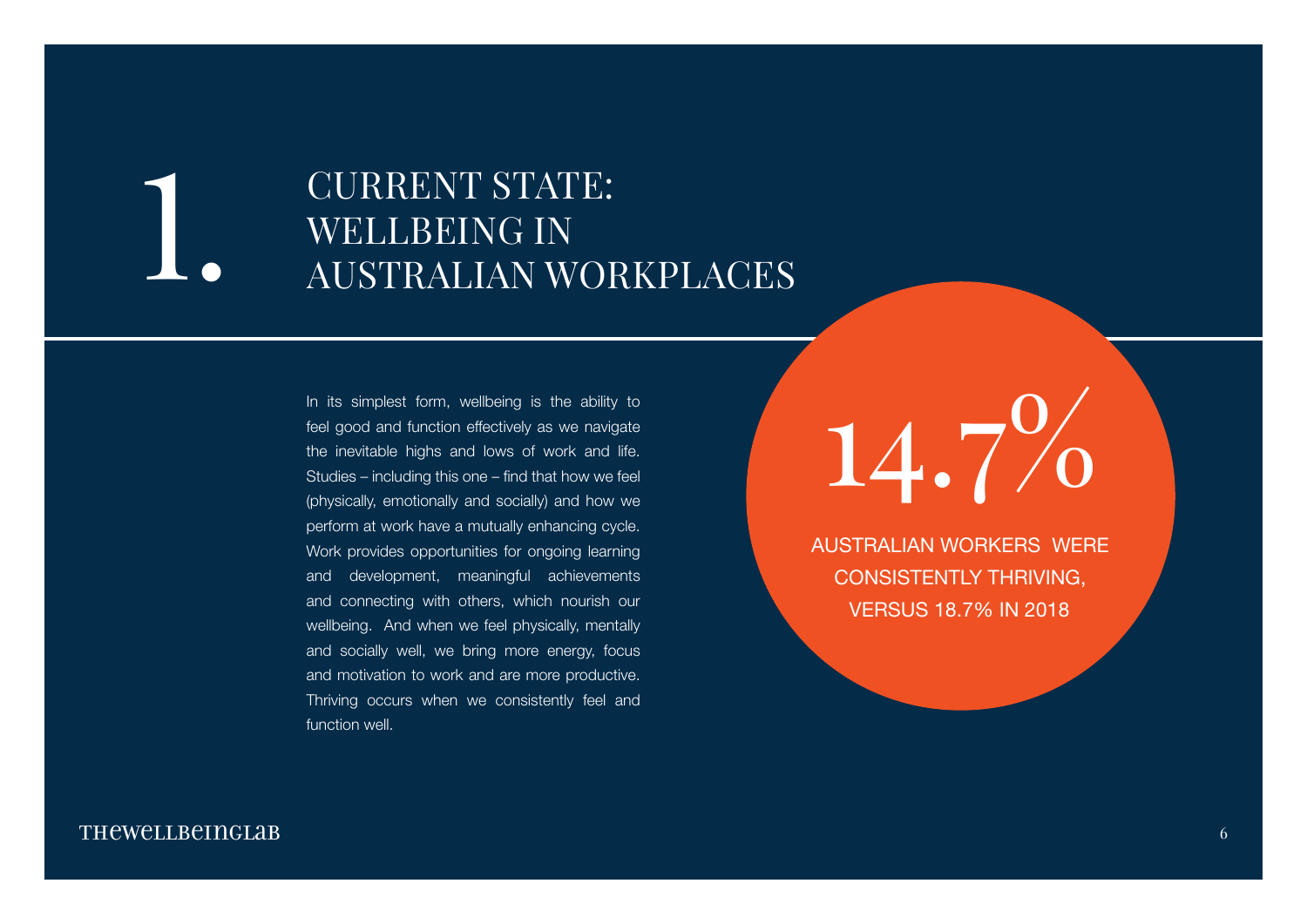# 1. CURRENT STATE: WELLBEING IN AUSTRALIAN WORKPLACES

In its simplest form, wellbeing is the ability to feel good and function effectively as we navigate the inevitable highs and lows of work and life. Studies – including this one – find that how we feel (physically, emotionally and socially) and how we perform at work have a mutually enhancing cycle. Work provides opportunities for ongoing learning and development, meaningful achievements and connecting with others, which nourish our wellbeing. And when we feel physically, mentally and socially well, we bring more energy, focus and motivation to work and are more productive. Thriving occurs when we consistently feel and function well.

**14.7%**

AUSTRALIAN WORKERS WERE CONSISTENTLY THRIVING, VERSUS 18.7% IN 2018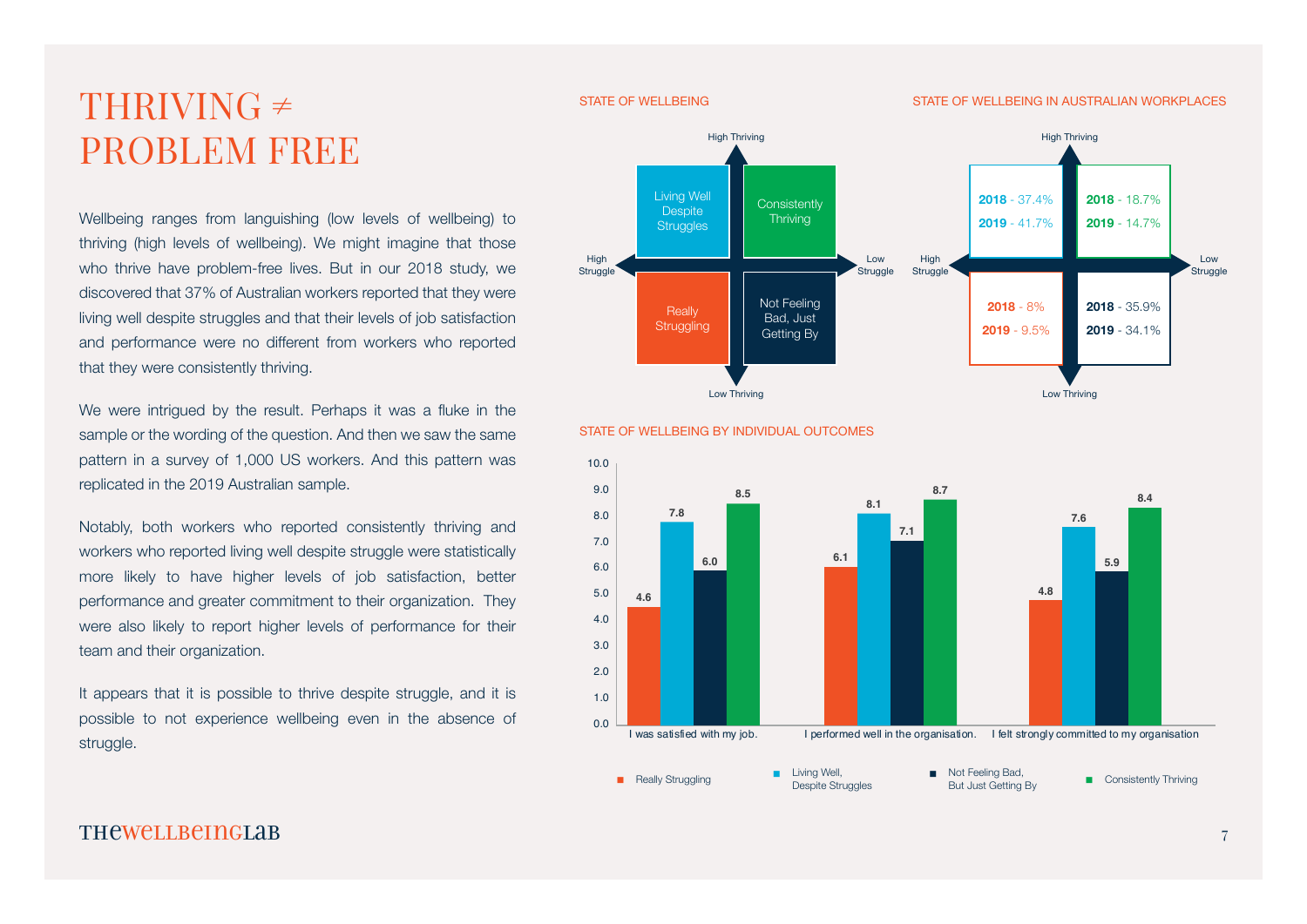// Alternative entire version: the page is a mix of text and charts. No images detected, so charts' text... Charts are visual; with no image detected, I should extract text. Represent charts as tables reasonably.

# THRIVING ≠ PROBLEM FREE

Wellbeing ranges from languishing (low levels of wellbeing) to thriving (high levels of wellbeing). We might imagine that those who thrive have problem-free lives. But in our 2018 study, we discovered that 37% of Australian workers reported that they were living well despite struggles and that their levels of job satisfaction and performance were no different from workers who reported that they were consistently thriving.

We were intrigued by the result. Perhaps it was a fluke in the sample or the wording of the question. And then we saw the same pattern in a survey of 1,000 US workers. And this pattern was replicated in the 2019 Australian sample.

Notably, both workers who reported consistently thriving and workers who reported living well despite struggle were statistically more likely to have higher levels of job satisfaction, better performance and greater commitment to their organization. They were also likely to report higher levels of performance for their team and their organization.

It appears that it is possible to thrive despite struggle, and it is possible to not experience wellbeing even in the absence of struggle.

STATE OF WELLBEING

| | High Struggle | Low Struggle |
|---|---|---|
| High Thriving | Living Well Despite Struggles | Consistently Thriving |
| Low Thriving | Really Struggling | Not Feeling Bad, Just Getting By |

STATE OF WELLBEING IN AUSTRALIAN WORKPLACES

| | High Struggle | Low Struggle |
|---|---|---|
| High Thriving | **2018** - 37.4%<br>**2019** - 41.7% | **2018** - 18.7%<br>**2019** - 14.7% |
| Low Thriving | **2018** - 8%<br>**2019** - 9.5% | **2018** - 35.9%<br>**2019** - 34.1% |

STATE OF WELLBEING BY INDIVIDUAL OUTCOMES

| | Really Struggling | Living Well, Despite Struggles | Not Feeling Bad, But Just Getting By | Consistently Thriving |
|---|---|---|---|---|
| I was satisfied with my job. | 4.6 | 7.8 | 6.0 | 8.5 |
| I performed well in the organisation. | 6.1 | 8.1 | 7.1 | 8.7 |
| I felt strongly committed to my organisation | 4.8 | 7.6 | 5.9 | 8.4 |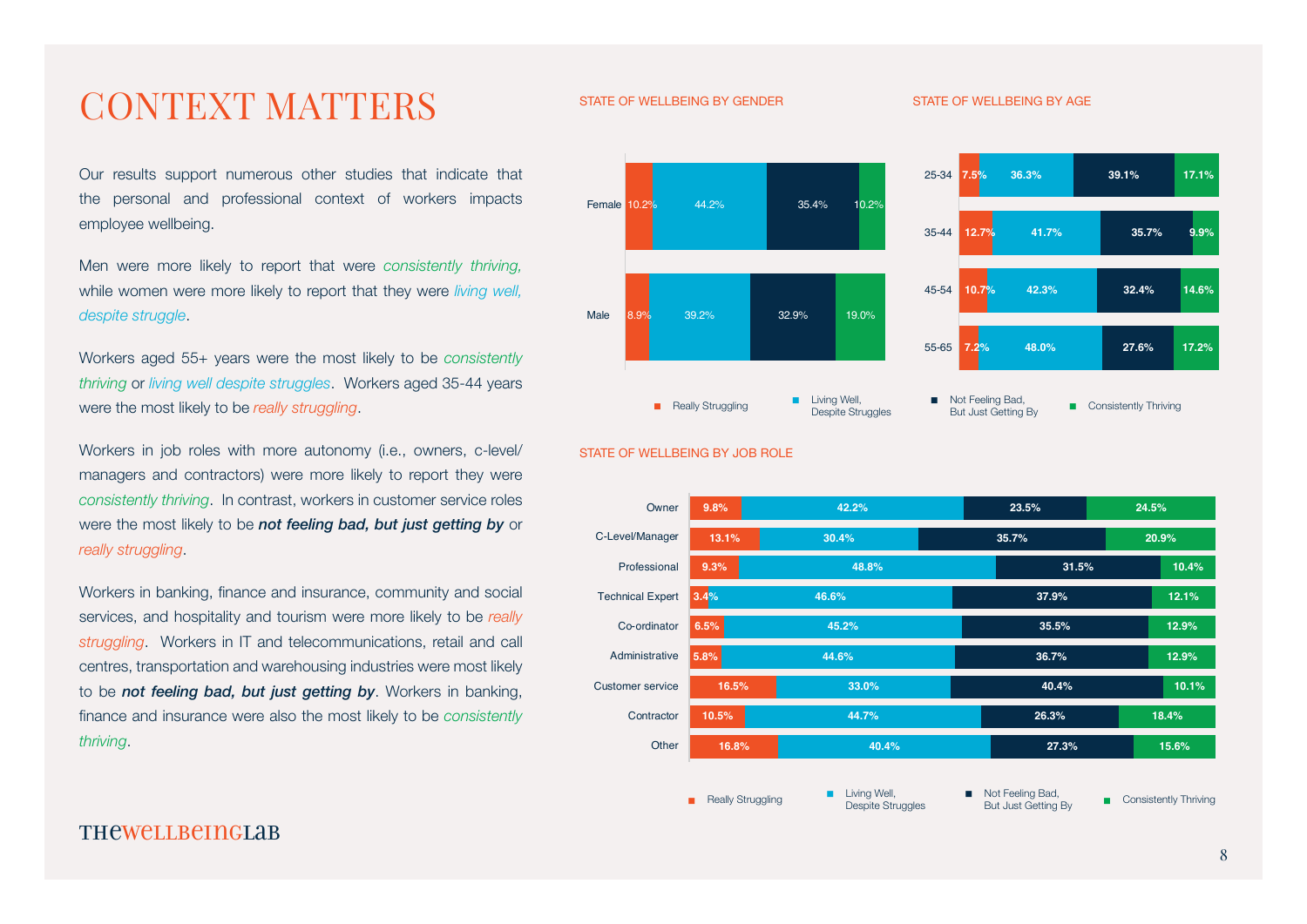# CONTEXT MATTERS

Our results support numerous other studies that indicate that the personal and professional context of workers impacts employee wellbeing.

Men were more likely to report that were *consistently thriving,* while women were more likely to report that they were *living well, despite struggle*.

Workers aged 55+ years were the most likely to be *consistently thriving* or *living well despite struggles*. Workers aged 35-44 years were the most likely to be *really struggling*.

Workers in job roles with more autonomy (i.e., owners, c-level/ managers and contractors) were more likely to report they were *consistently thriving*. In contrast, workers in customer service roles were the most likely to be ***not feeling bad, but just getting by*** or *really struggling*.

Workers in banking, finance and insurance, community and social services, and hospitality and tourism were more likely to be *really struggling*. Workers in IT and telecommunications, retail and call centres, transportation and warehousing industries were most likely to be ***not feeling bad, but just getting by***. Workers in banking, finance and insurance were also the most likely to be *consistently thriving*.

STATE OF WELLBEING BY GENDER

| | Really Struggling | Living Well, Despite Struggles | Not Feeling Bad, But Just Getting By | Consistently Thriving |
|---|---|---|---|---|
| Female | 10.2% | 44.2% | 35.4% | 10.2% |
| Male | 8.9% | 39.2% | 32.9% | 19.0% |

STATE OF WELLBEING BY AGE

| | Really Struggling | Living Well, Despite Struggles | Not Feeling Bad, But Just Getting By | Consistently Thriving |
|---|---|---|---|---|
| 25-34 | 7.5% | 36.3% | 39.1% | 17.1% |
| 35-44 | 12.7% | 41.7% | 35.7% | 9.9% |
| 45-54 | 10.7% | 42.3% | 32.4% | 14.6% |
| 55-65 | 7.2% | 48.0% | 27.6% | 17.2% |

STATE OF WELLBEING BY JOB ROLE

| | Really Struggling | Living Well, Despite Struggles | Not Feeling Bad, But Just Getting By | Consistently Thriving |
|---|---|---|---|---|
| Owner | 9.8% | 42.2% | 23.5% | 24.5% |
| C-Level/Manager | 13.1% | 30.4% | 35.7% | 20.9% |
| Professional | 9.3% | 48.8% | 31.5% | 10.4% |
| Technical Expert | 3.4% | 46.6% | 37.9% | 12.1% |
| Co-ordinator | 6.5% | 45.2% | 35.5% | 12.9% |
| Administrative | 5.8% | 44.6% | 36.7% | 12.9% |
| Customer service | 16.5% | 33.0% | 40.4% | 10.1% |
| Contractor | 10.5% | 44.7% | 26.3% | 18.4% |
| Other | 16.8% | 40.4% | 27.3% | 15.6% |

THEWELLBEINGLAB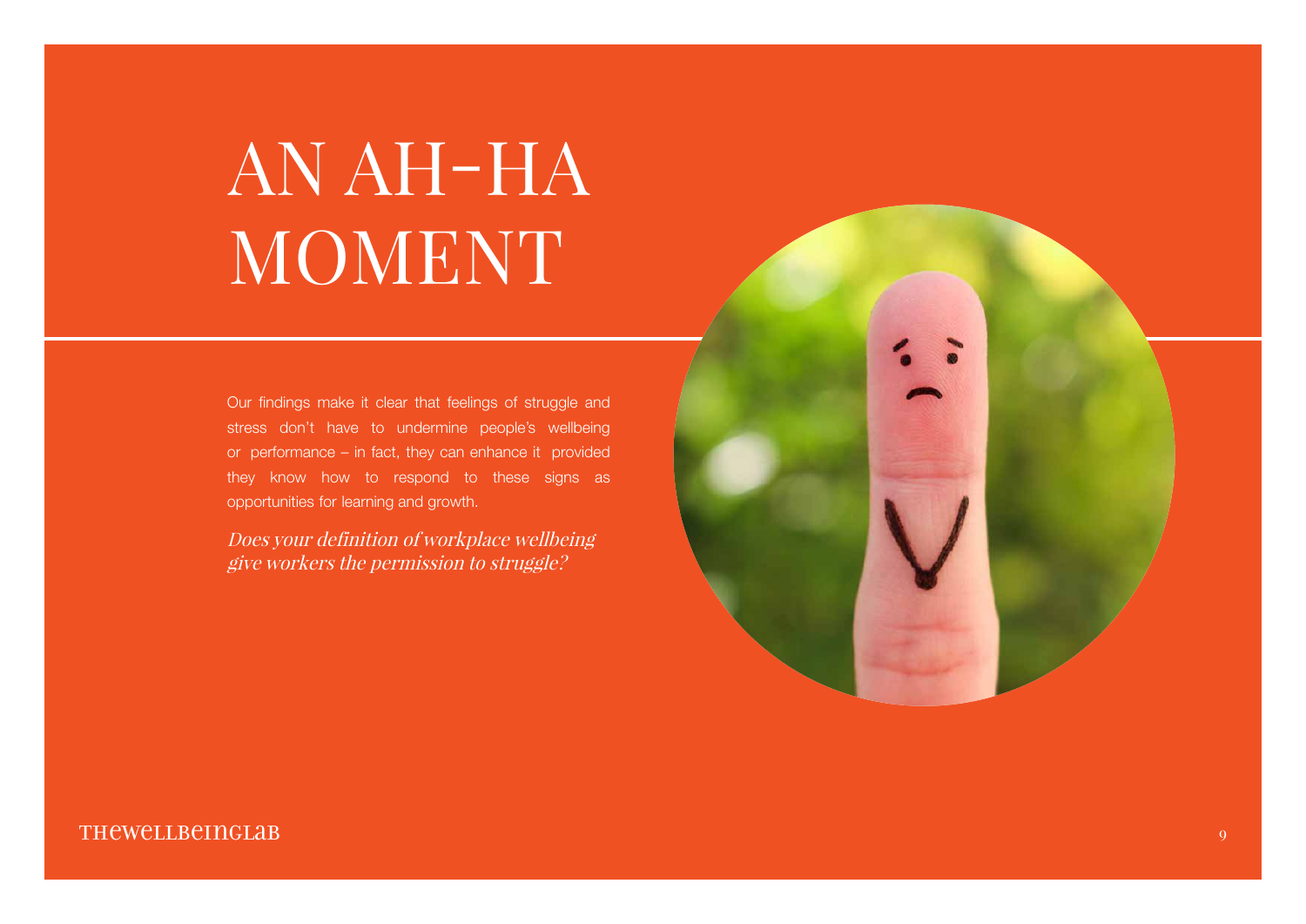# AN AH-HA MOMENT

Our findings make it clear that feelings of struggle and stress don't have to undermine people's wellbeing or performance – in fact, they can enhance it provided they know how to respond to these signs as opportunities for learning and growth.

*Does your definition of workplace wellbeing give workers the permission to struggle?*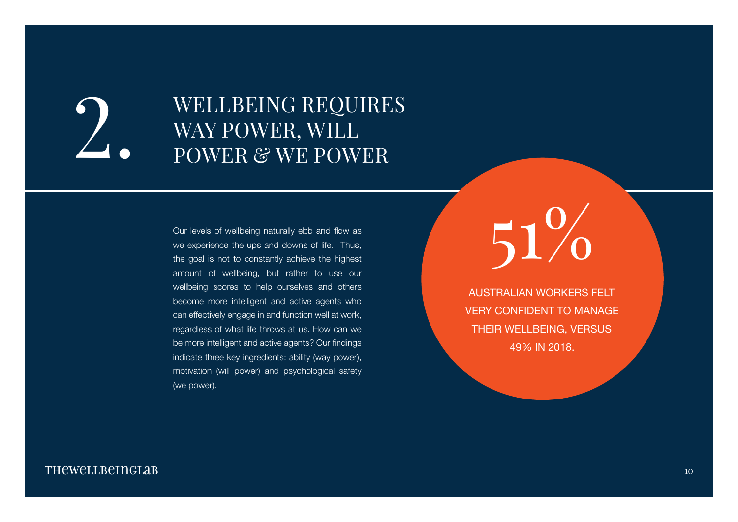# 2. WELLBEING REQUIRES WAY POWER, WILL POWER & WE POWER

Our levels of wellbeing naturally ebb and flow as we experience the ups and downs of life. Thus, the goal is not to constantly achieve the highest amount of wellbeing, but rather to use our wellbeing scores to help ourselves and others become more intelligent and active agents who can effectively engage in and function well at work, regardless of what life throws at us. How can we be more intelligent and active agents? Our findings indicate three key ingredients: ability (way power), motivation (will power) and psychological safety (we power).

**51%**

AUSTRALIAN WORKERS FELT VERY CONFIDENT TO MANAGE THEIR WELLBEING, VERSUS 49% IN 2018.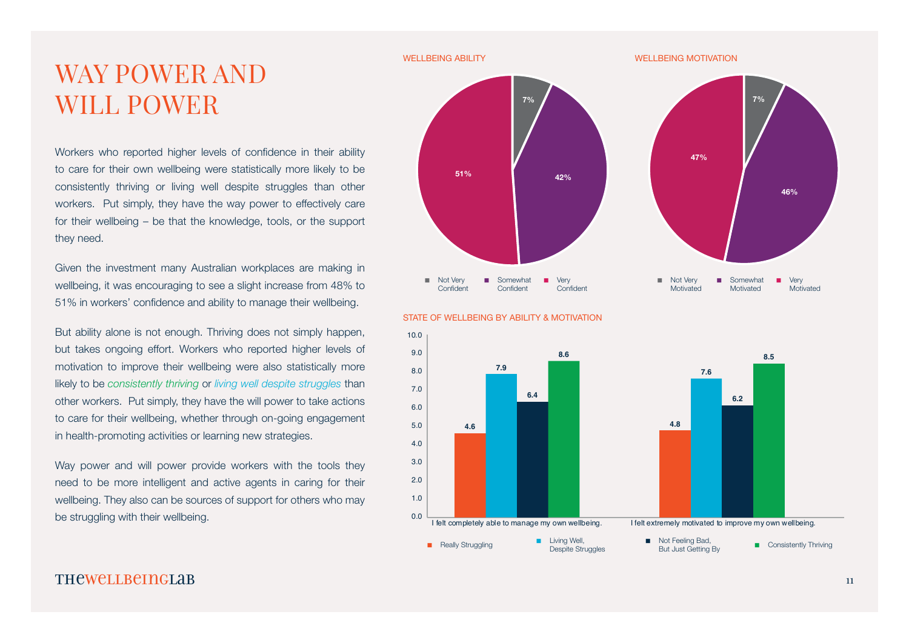# WAY POWER AND WILL POWER

Workers who reported higher levels of confidence in their ability to care for their own wellbeing were statistically more likely to be consistently thriving or living well despite struggles than other workers. Put simply, they have the way power to effectively care for their wellbeing – be that the knowledge, tools, or the support they need.

Given the investment many Australian workplaces are making in wellbeing, it was encouraging to see a slight increase from 48% to 51% in workers' confidence and ability to manage their wellbeing.

But ability alone is not enough. Thriving does not simply happen, but takes ongoing effort. Workers who reported higher levels of motivation to improve their wellbeing were also statistically more likely to be *consistently thriving* or *living well despite struggles* than other workers. Put simply, they have the will power to take actions to care for their wellbeing, whether through on-going engagement in health-promoting activities or learning new strategies.

Way power and will power provide workers with the tools they need to be more intelligent and active agents in caring for their wellbeing. They also can be sources of support for others who may be struggling with their wellbeing.

WELLBEING ABILITY

| Not Very Confident | Somewhat Confident | Very Confident |
|---|---|---|
| 7% | 42% | 51% |

WELLBEING MOTIVATION

| Not Very Motivated | Somewhat Motivated | Very Motivated |
|---|---|---|
| 7% | 46% | 47% |

STATE OF WELLBEING BY ABILITY & MOTIVATION

| | Really Struggling | Living Well, Despite Struggles | Not Feeling Bad, But Just Getting By | Consistently Thriving |
|---|---|---|---|---|
| I felt completely able to manage my own wellbeing. | 4.6 | 7.9 | 6.4 | 8.6 |
| I felt extremely motivated to improve my own wellbeing. | 4.8 | 7.6 | 6.2 | 8.5 |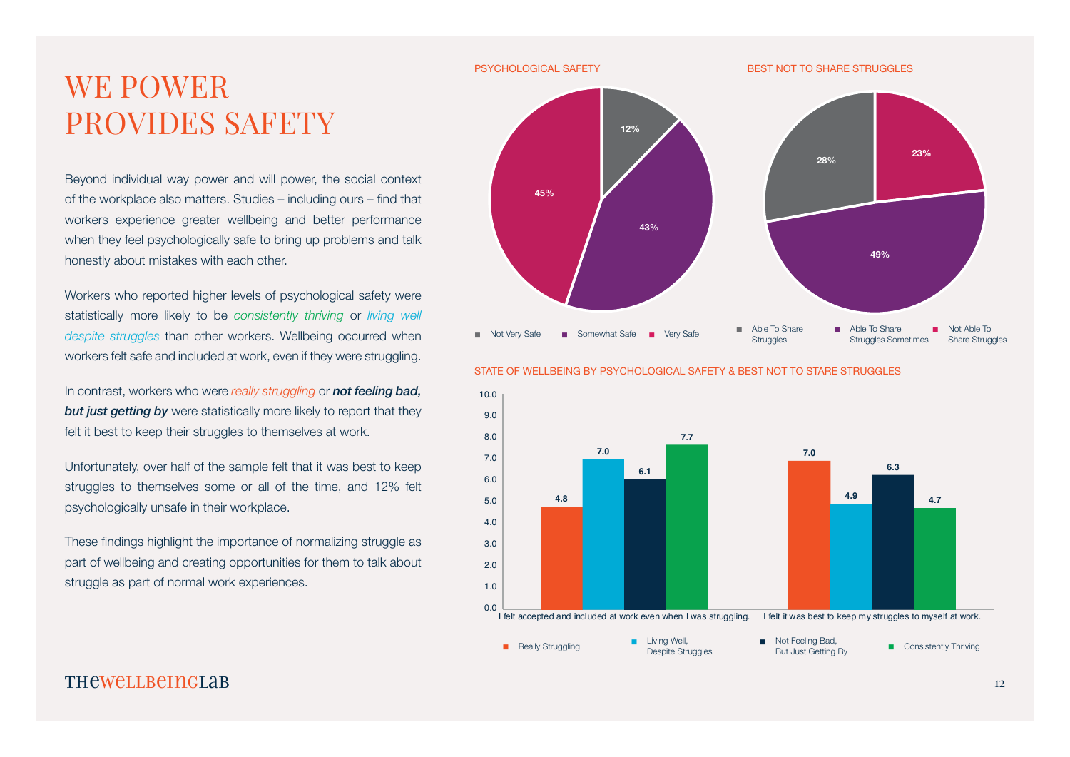# WE POWER PROVIDES SAFETY

Beyond individual way power and will power, the social context of the workplace also matters. Studies – including ours – find that workers experience greater wellbeing and better performance when they feel psychologically safe to bring up problems and talk honestly about mistakes with each other.

Workers who reported higher levels of psychological safety were statistically more likely to be *consistently thriving* or *living well despite struggles* than other workers. Wellbeing occurred when workers felt safe and included at work, even if they were struggling.

In contrast, workers who were *really struggling* or ***not feeling bad, but just getting by*** were statistically more likely to report that they felt it best to keep their struggles to themselves at work.

Unfortunately, over half of the sample felt that it was best to keep struggles to themselves some or all of the time, and 12% felt psychologically unsafe in their workplace.

These findings highlight the importance of normalizing struggle as part of wellbeing and creating opportunities for them to talk about struggle as part of normal work experiences.

PSYCHOLOGICAL SAFETY

| Response | % |
|---|---|
| Not Very Safe | 12% |
| Somewhat Safe | 43% |
| Very Safe | 45% |

BEST NOT TO SHARE STRUGGLES

| Response | % |
|---|---|
| Able To Share Struggles | 28% |
| Able To Share Struggles Sometimes | 49% |
| Not Able To Share Struggles | 23% |

STATE OF WELLBEING BY PSYCHOLOGICAL SAFETY & BEST NOT TO STARE STRUGGLES

| | Really Struggling | Living Well, Despite Struggles | Not Feeling Bad, But Just Getting By | Consistently Thriving |
|---|---|---|---|---|
| I felt accepted and included at work even when I was struggling. | 4.8 | 7.0 | 6.1 | 7.7 |
| I felt it was best to keep my struggles to myself at work. | 7.0 | 4.9 | 6.3 | 4.7 |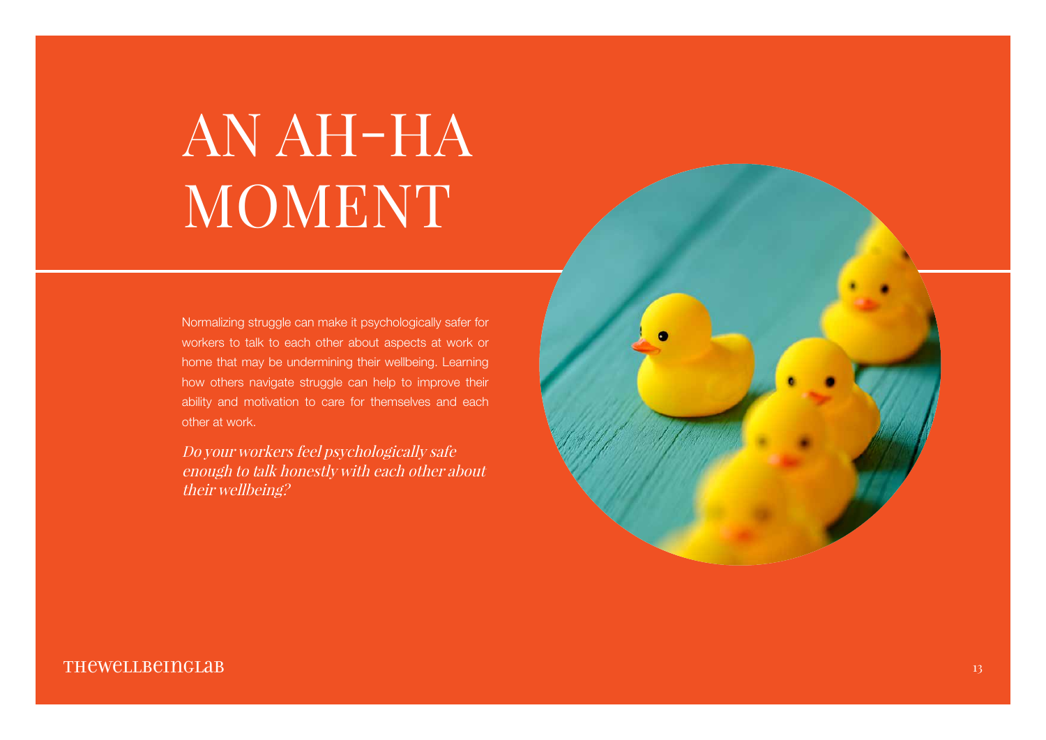# AN AH-HA MOMENT

Normalizing struggle can make it psychologically safer for workers to talk to each other about aspects at work or home that may be undermining their wellbeing. Learning how others navigate struggle can help to improve their ability and motivation to care for themselves and each other at work.

*Do your workers feel psychologically safe enough to talk honestly with each other about their wellbeing?*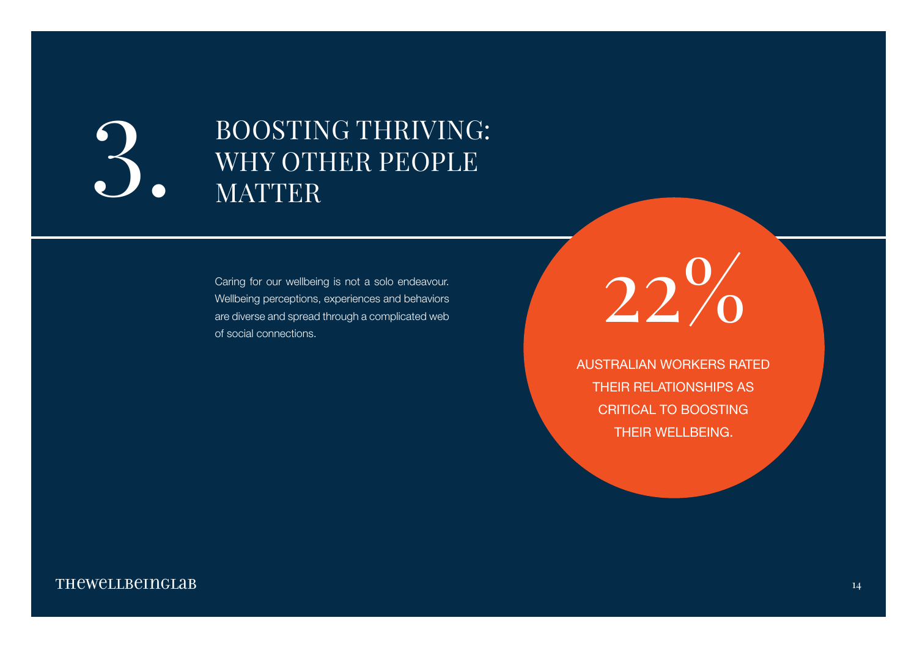# 3. BOOSTING THRIVING: WHY OTHER PEOPLE MATTER

Caring for our wellbeing is not a solo endeavour. Wellbeing perceptions, experiences and behaviors are diverse and spread through a complicated web of social connections.

**22%**

AUSTRALIAN WORKERS RATED THEIR RELATIONSHIPS AS CRITICAL TO BOOSTING THEIR WELLBEING.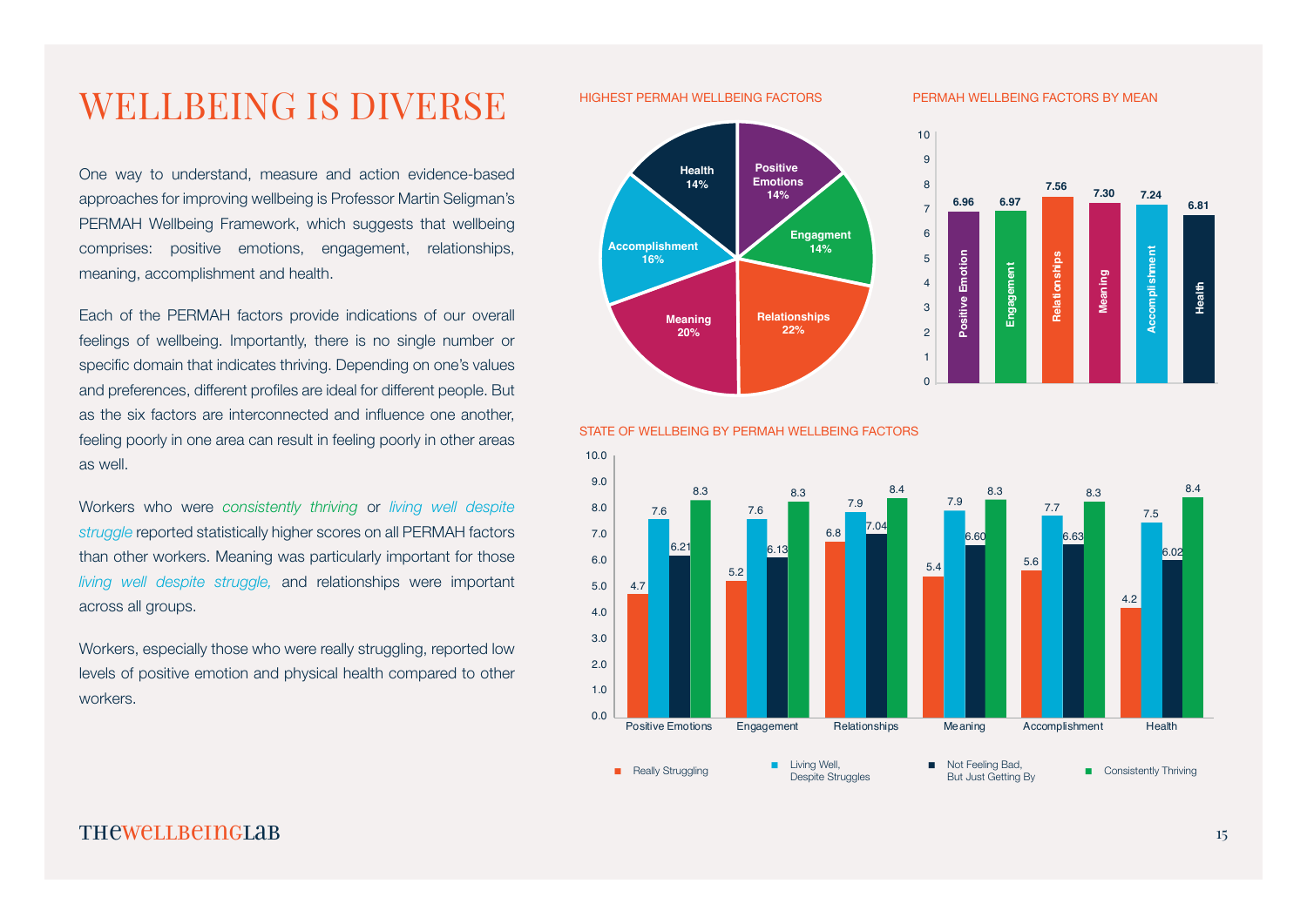# WELLBEING IS DIVERSE

One way to understand, measure and action evidence-based approaches for improving wellbeing is Professor Martin Seligman's PERMAH Wellbeing Framework, which suggests that wellbeing comprises: positive emotions, engagement, relationships, meaning, accomplishment and health.

Each of the PERMAH factors provide indications of our overall feelings of wellbeing. Importantly, there is no single number or specific domain that indicates thriving. Depending on one's values and preferences, different profiles are ideal for different people. But as the six factors are interconnected and influence one another, feeling poorly in one area can result in feeling poorly in other areas as well.

Workers who were *consistently thriving* or *living well despite struggle* reported statistically higher scores on all PERMAH factors than other workers. Meaning was particularly important for those *living well despite struggle,* and relationships were important across all groups.

Workers, especially those who were really struggling, reported low levels of positive emotion and physical health compared to other workers.

HIGHEST PERMAH WELLBEING FACTORS

| Factor | % |
|---|---|
| Positive Emotions | 14% |
| Engagment | 14% |
| Relationships | 22% |
| Meaning | 20% |
| Accomplishment | 16% |
| Health | 14% |

PERMAH WELLBEING FACTORS BY MEAN

| Positive Emotion | Engagement | Relationships | Meaning | Accomplishment | Health |
|---|---|---|---|---|---|
| 6.96 | 6.97 | 7.56 | 7.30 | 7.24 | 6.81 |

STATE OF WELLBEING BY PERMAH WELLBEING FACTORS

| | Really Struggling | Living Well, Despite Struggles | Not Feeling Bad, But Just Getting By | Consistently Thriving |
|---|---|---|---|---|
| Positive Emotions | 4.7 | 7.6 | 6.21 | 8.3 |
| Engagement | 5.2 | 7.6 | 6.13 | 8.3 |
| Relationships | 6.8 | 7.9 | 7.04 | 8.4 |
| Meaning | 5.4 | 7.9 | 6.60 | 8.3 |
| Accomplishment | 5.6 | 7.7 | 6.63 | 8.3 |
| Health | 4.2 | 7.5 | 6.02 | 8.4 |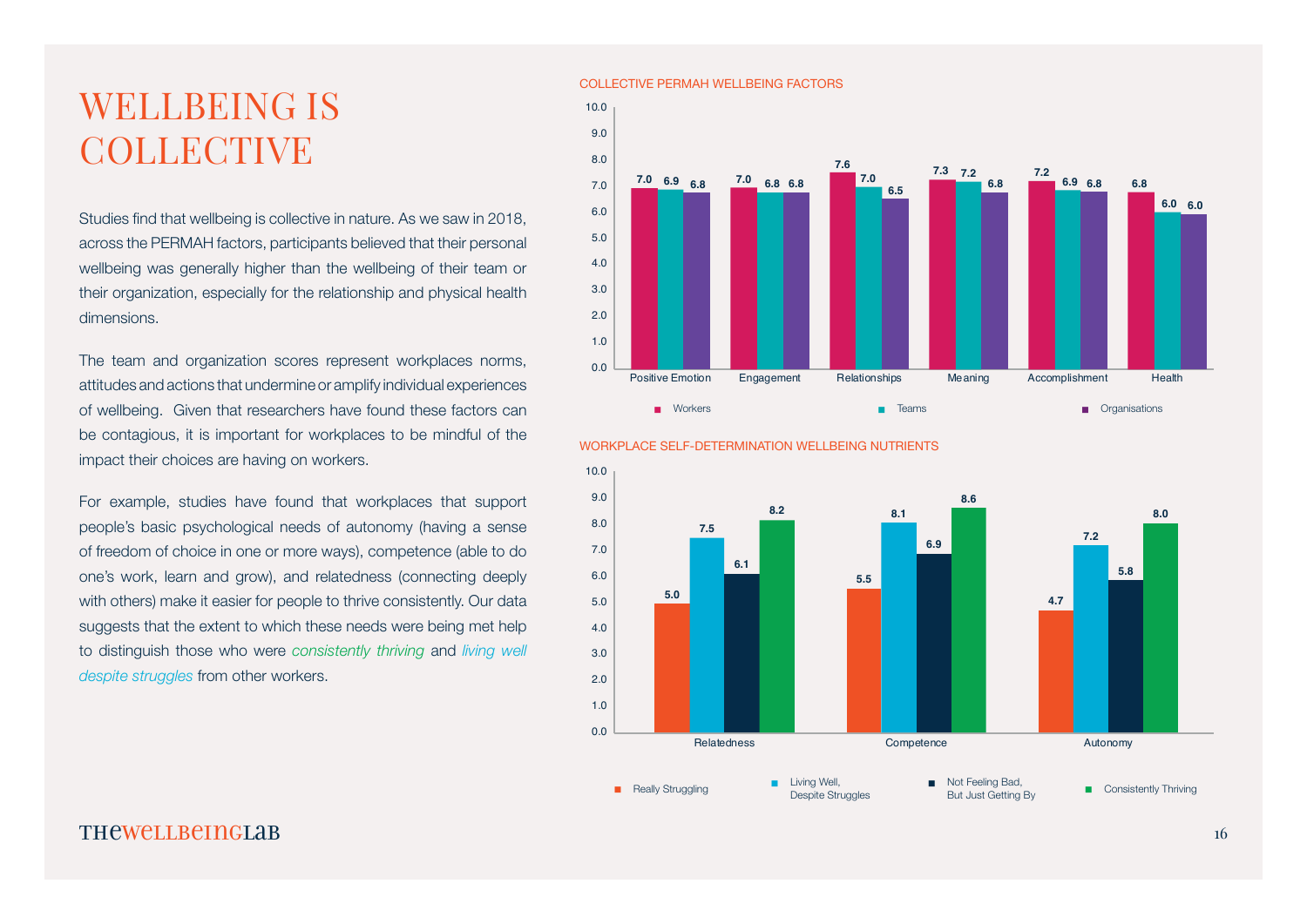# WELLBEING IS COLLECTIVE

Studies find that wellbeing is collective in nature. As we saw in 2018, across the PERMAH factors, participants believed that their personal wellbeing was generally higher than the wellbeing of their team or their organization, especially for the relationship and physical health dimensions.

The team and organization scores represent workplaces norms, attitudes and actions that undermine or amplify individual experiences of wellbeing. Given that researchers have found these factors can be contagious, it is important for workplaces to be mindful of the impact their choices are having on workers.

For example, studies have found that workplaces that support people's basic psychological needs of autonomy (having a sense of freedom of choice in one or more ways), competence (able to do one's work, learn and grow), and relatedness (connecting deeply with others) make it easier for people to thrive consistently. Our data suggests that the extent to which these needs were being met help to distinguish those who were *consistently thriving* and *living well despite struggles* from other workers.

COLLECTIVE PERMAH WELLBEING FACTORS

| | Workers | Teams | Organisations |
|---|---|---|---|
| Positive Emotion | 7.0 | 6.9 | 6.8 |
| Engagement | 7.0 | 6.8 | 6.8 |
| Relationships | 7.6 | 7.0 | 6.5 |
| Meaning | 7.3 | 7.2 | 6.8 |
| Accomplishment | 7.2 | 6.9 | 6.8 |
| Health | 6.8 | 6.0 | 6.0 |

WORKPLACE SELF-DETERMINATION WELLBEING NUTRIENTS

| | Really Struggling | Living Well, Despite Struggles | Not Feeling Bad, But Just Getting By | Consistently Thriving |
|---|---|---|---|---|
| Relatedness | 5.0 | 7.5 | 6.1 | 8.2 |
| Competence | 5.5 | 8.1 | 6.9 | 8.6 |
| Autonomy | 4.7 | 7.2 | 5.8 | 8.0 |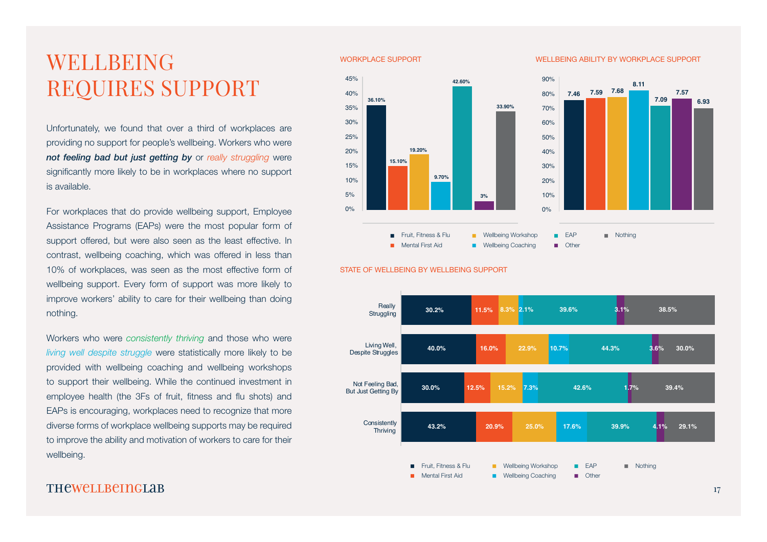# WELLBEING REQUIRES SUPPORT

Unfortunately, we found that over a third of workplaces are providing no support for people's wellbeing. Workers who were ***not feeling bad but just getting by*** or *really struggling* were significantly more likely to be in workplaces where no support is available.

For workplaces that do provide wellbeing support, Employee Assistance Programs (EAPs) were the most popular form of support offered, but were also seen as the least effective. In contrast, wellbeing coaching, which was offered in less than 10% of workplaces, was seen as the most effective form of wellbeing support. Every form of support was more likely to improve workers' ability to care for their wellbeing than doing nothing.

Workers who were *consistently thriving* and those who were *living well despite struggle* were statistically more likely to be provided with wellbeing coaching and wellbeing workshops to support their wellbeing. While the continued investment in employee health (the 3Fs of fruit, fitness and flu shots) and EAPs is encouraging, workplaces need to recognize that more diverse forms of workplace wellbeing supports may be required to improve the ability and motivation of workers to care for their wellbeing.

WORKPLACE SUPPORT

| Support | % |
|---|---|
| Fruit, Fitness & Flu | 36.10% |
| Mental First Aid | 15.10% |
| Wellbeing Workshop | 19.20% |
| Wellbeing Coaching | 9.70% |
| EAP | 42.60% |
| Other | 3% |
| Nothing | 33.90% |

WELLBEING ABILITY BY WORKPLACE SUPPORT

| Support | Score |
|---|---|
| Fruit, Fitness & Flu | 7.46 |
| Mental First Aid | 7.59 |
| Wellbeing Workshop | 7.68 |
| Wellbeing Coaching | 8.11 |
| EAP | 7.09 |
| Other | 7.57 |
| Nothing | 6.93 |

STATE OF WELLBEING BY WELLBEING SUPPORT

| State | Fruit, Fitness & Flu | Mental First Aid | Wellbeing Workshop | Wellbeing Coaching | EAP | Other | Nothing |
|---|---|---|---|---|---|---|---|
| Really Struggling | 30.2% | 11.5% | 8.3% | 2.1% | 39.6% | 3.1% | 38.5% |
| Living Well, Despite Struggles | 40.0% | 16.0% | 22.9% | 10.7% | 44.3% | 3.6% | 30.0% |
| Not Feeling Bad, But Just Getting By | 30.0% | 12.5% | 15.2% | 7.3% | 42.6% | 1.7% | 39.4% |
| Consistently Thriving | 43.2% | 20.9% | 25.0% | 17.6% | 39.9% | 4.1% | 29.1% |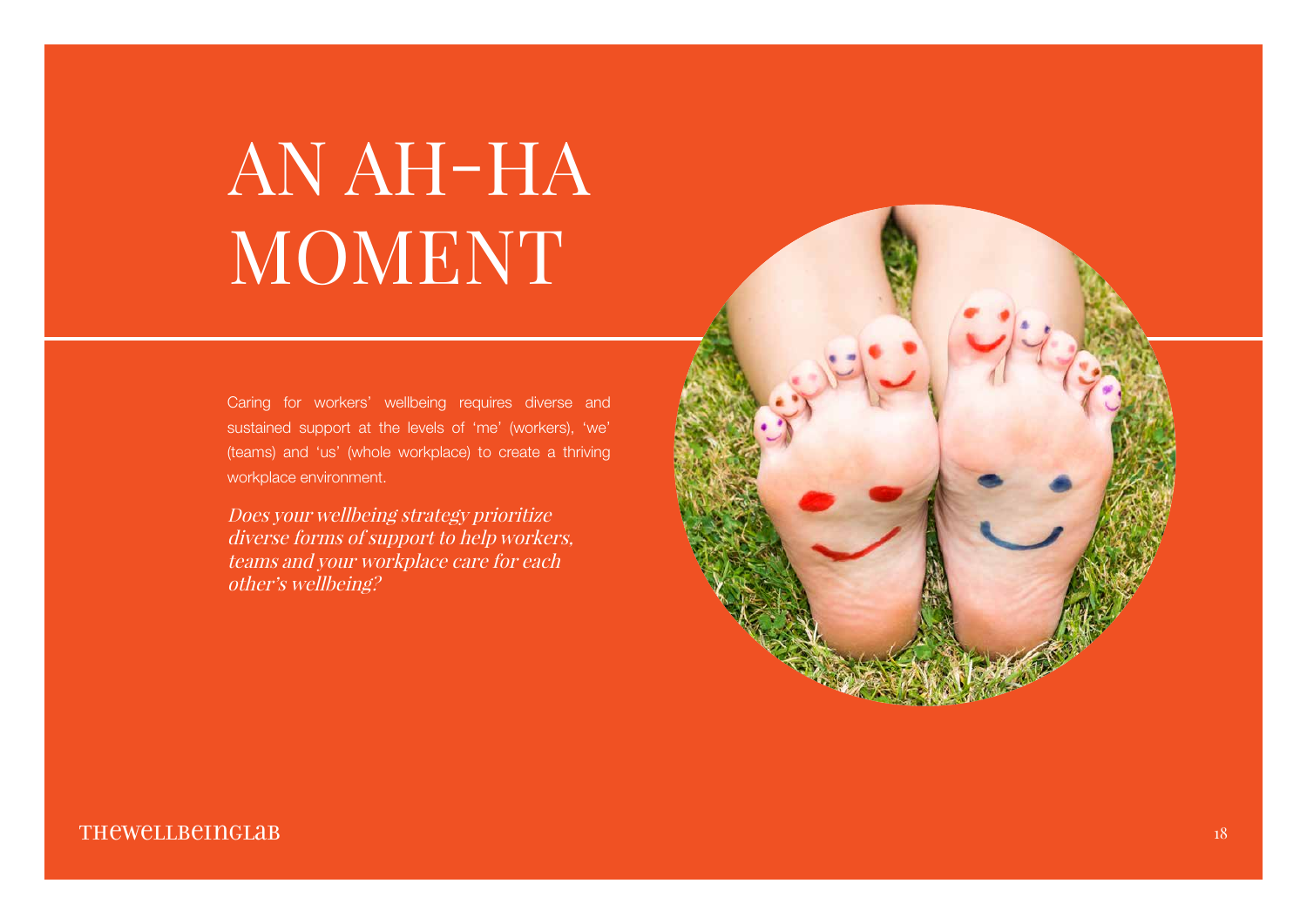# AN AH-HA MOMENT

Caring for workers' wellbeing requires diverse and sustained support at the levels of 'me' (workers), 'we' (teams) and 'us' (whole workplace) to create a thriving workplace environment.

*Does your wellbeing strategy prioritize diverse forms of support to help workers, teams and your workplace care for each other's wellbeing?*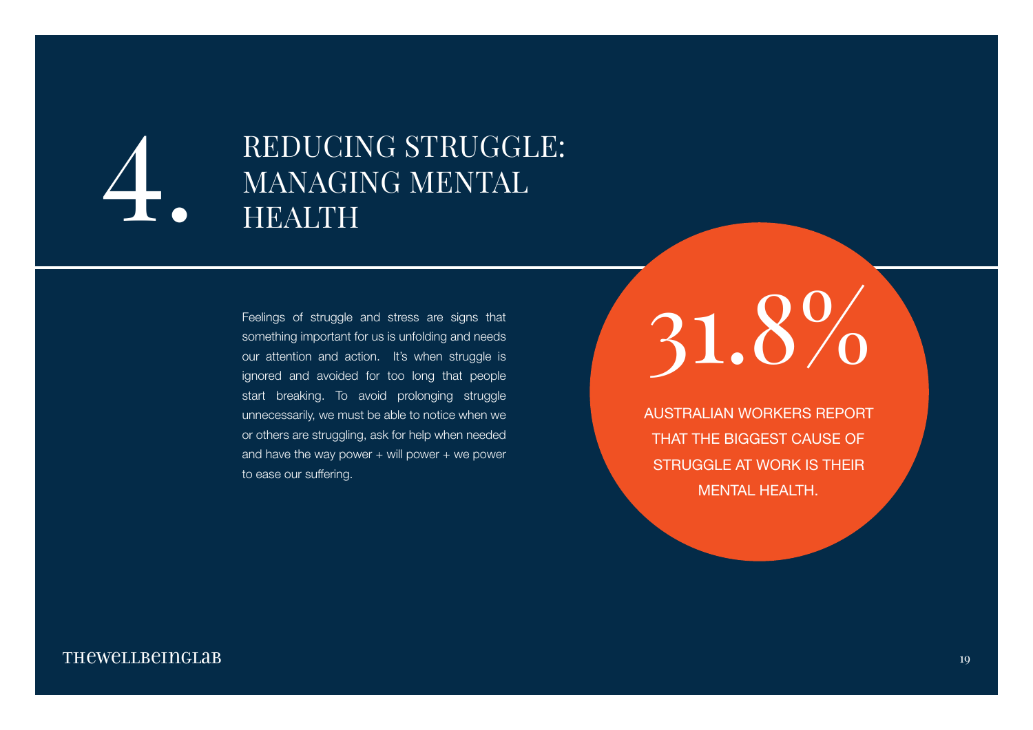# 4. REDUCING STRUGGLE: MANAGING MENTAL HEALTH

Feelings of struggle and stress are signs that something important for us is unfolding and needs our attention and action. It's when struggle is ignored and avoided for too long that people start breaking. To avoid prolonging struggle unnecessarily, we must be able to notice when we or others are struggling, ask for help when needed and have the way power + will power + we power to ease our suffering.

**31.8%**

AUSTRALIAN WORKERS REPORT THAT THE BIGGEST CAUSE OF STRUGGLE AT WORK IS THEIR MENTAL HEALTH.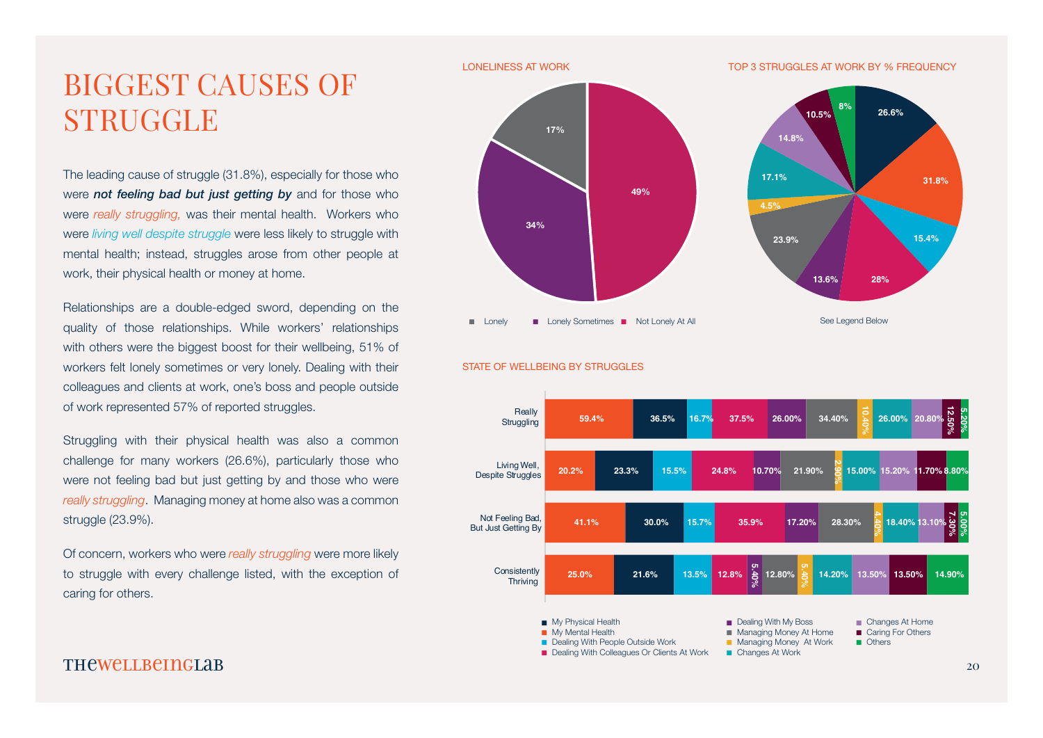# BIGGEST CAUSES OF STRUGGLE

The leading cause of struggle (31.8%), especially for those who were ***not feeling bad but just getting by*** and for those who were *really struggling,* was their mental health. Workers who were *living well despite struggle* were less likely to struggle with mental health; instead, struggles arose from other people at work, their physical health or money at home.

Relationships are a double-edged sword, depending on the quality of those relationships. While workers' relationships with others were the biggest boost for their wellbeing, 51% of workers felt lonely sometimes or very lonely. Dealing with their colleagues and clients at work, one's boss and people outside of work represented 57% of reported struggles.

Struggling with their physical health was also a common challenge for many workers (26.6%), particularly those who were not feeling bad but just getting by and those who were *really struggling*. Managing money at home also was a common struggle (23.9%).

Of concern, workers who were *really struggling* were more likely to struggle with every challenge listed, with the exception of caring for others.

LONELINESS AT WORK

| Lonely | Lonely Sometimes | Not Lonely At All |
|---|---|---|
| 17% | 34% | 49% |

TOP 3 STRUGGLES AT WORK BY % FREQUENCY

| My Physical Health | My Mental Health | Dealing With People Outside Work | Dealing With Colleagues Or Clients At Work | Dealing With My Boss | Managing Money At Home | Managing Money At Work | Changes At Work | Changes At Home | Caring For Others | Others |
|---|---|---|---|---|---|---|---|---|---|---|
| 26.6% | 31.8% | 15.4% | 28% | 13.6% | 23.9% | 4.5% | 17.1% | 14.8% | 10.5% | 8% |

See Legend Below

STATE OF WELLBEING BY STRUGGLES

| | My Mental Health | My Physical Health | Dealing With People Outside Work | Dealing With Colleagues Or Clients At Work | Dealing With My Boss | Managing Money At Home | Managing Money At Work | Changes At Work | Changes At Home | Caring For Others | Others |
|---|---|---|---|---|---|---|---|---|---|---|---|
| Really Struggling | 59.4% | 36.5% | 16.7% | 37.5% | 26.00% | 34.40% | 10.40% | 26.00% | 20.80% | 12.50% | 5.20% |
| Living Well, Despite Struggles | 20.2% | 23.3% | 15.5% | 24.8% | 10.70% | 21.90% | 2.90% | 15.00% | 15.20% | 11.70% | 8.80% |
| Not Feeling Bad, But Just Getting By | 41.1% | 30.0% | 15.7% | 35.9% | 17.20% | 28.30% | 4.40% | 18.40% | 13.10% | 7.30% | 5.00% |
| Consistently Thriving | 25.0% | 21.6% | 13.5% | 12.8% | 5.40% | 12.80% | 5.40% | 14.20% | 13.50% | 13.50% | 14.90% |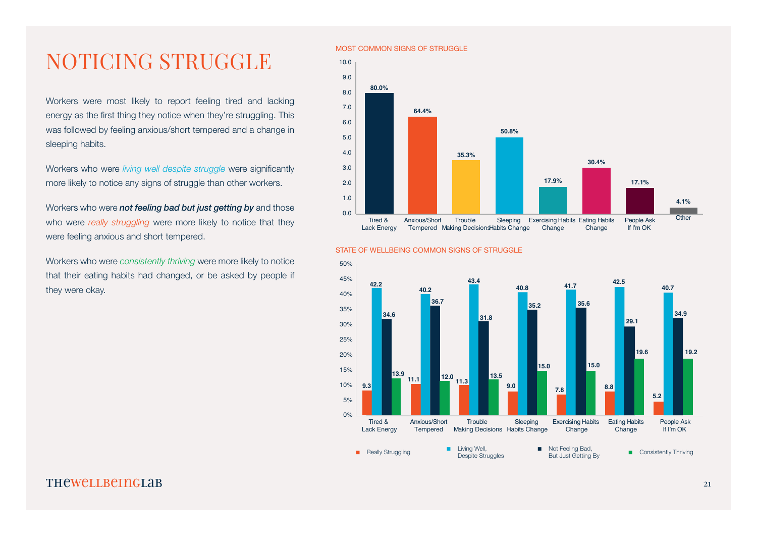# NOTICING STRUGGLE

Workers were most likely to report feeling tired and lacking energy as the first thing they notice when they're struggling. This was followed by feeling anxious/short tempered and a change in sleeping habits.

Workers who were *living well despite struggle* were significantly more likely to notice any signs of struggle than other workers.

Workers who were ***not feeling bad but just getting by*** and those who were *really struggling* were more likely to notice that they were feeling anxious and short tempered.

Workers who were *consistently thriving* were more likely to notice that their eating habits had changed, or be asked by people if they were okay.

MOST COMMON SIGNS OF STRUGGLE

| Sign | % |
| --- | --- |
| Tired & Lack Energy | 80.0% |
| Anxious/Short Tempered | 64.4% |
| Trouble Making Decisions | 35.3% |
| Sleeping Habits Change | 50.8% |
| Exercising Habits Change | 17.9% |
| Eating Habits Change | 30.4% |
| People Ask If I'm OK | 17.1% |
| Other | 4.1% |

STATE OF WELLBEING COMMON SIGNS OF STRUGGLE

| Sign | Really Struggling | Living Well, Despite Struggles | Not Feeling Bad, But Just Getting By | Consistently Thriving |
| --- | --- | --- | --- | --- |
| Tired & Lack Energy | 9.3 | 42.2 | 34.6 | 13.9 |
| Anxious/Short Tempered | 11.1 | 40.2 | 36.7 | 12.0 |
| Trouble Making Decisions | 11.3 | 43.4 | 31.8 | 13.5 |
| Sleeping Habits Change | 9.0 | 40.8 | 35.2 | 15.0 |
| Exercising Habits Change | 7.8 | 41.7 | 35.6 | 15.0 |
| Eating Habits Change | 8.8 | 42.5 | 29.1 | 19.6 |
| People Ask If I'm OK | 5.2 | 40.7 | 34.9 | 19.2 |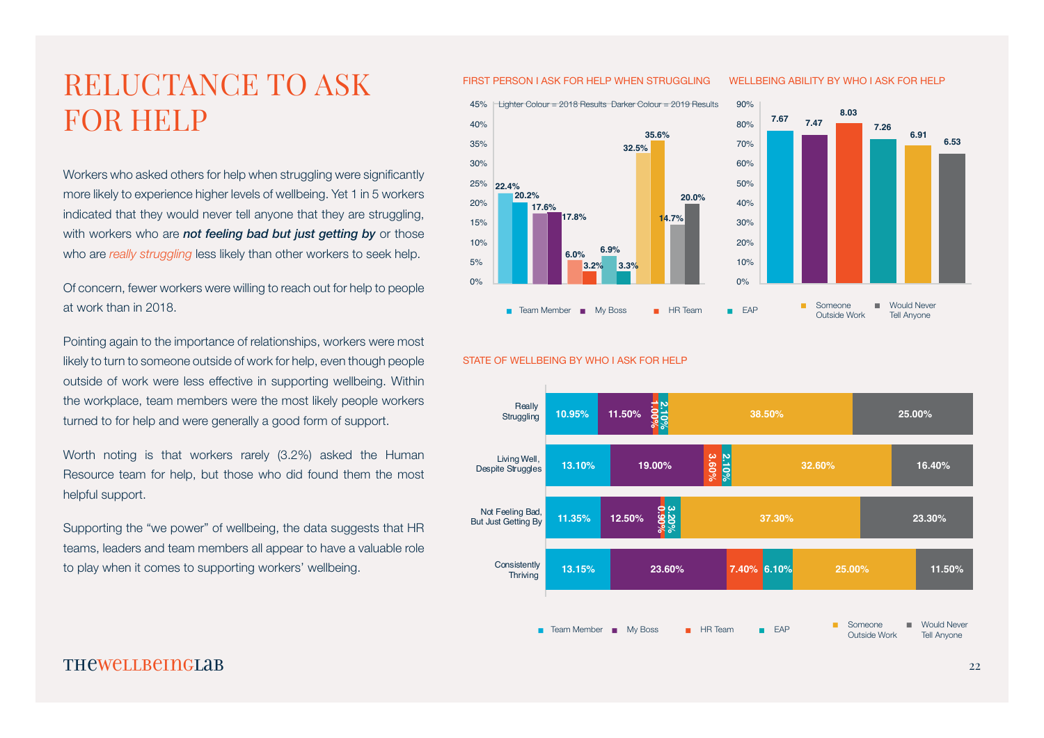# RELUCTANCE TO ASK FOR HELP

Workers who asked others for help when struggling were significantly more likely to experience higher levels of wellbeing. Yet 1 in 5 workers indicated that they would never tell anyone that they are struggling, with workers who are ***not feeling bad but just getting by*** or those who are *really struggling* less likely than other workers to seek help.

Of concern, fewer workers were willing to reach out for help to people at work than in 2018.

Pointing again to the importance of relationships, workers were most likely to turn to someone outside of work for help, even though people outside of work were less effective in supporting wellbeing. Within the workplace, team members were the most likely people workers turned to for help and were generally a good form of support.

Worth noting is that workers rarely (3.2%) asked the Human Resource team for help, but those who did found them the most helpful support.

Supporting the "we power" of wellbeing, the data suggests that HR teams, leaders and team members all appear to have a valuable role to play when it comes to supporting workers' wellbeing.

## FIRST PERSON I ASK FOR HELP WHEN STRUGGLING

Lighter Colour = 2018 Results Darker Colour = 2019 Results

| | 2018 | 2019 |
|---|---|---|
| Team Member | 22.4% | 20.2% |
| My Boss | 17.6% | 17.8% |
| HR Team | 6.0% | 3.2% |
| EAP | 6.9% | 3.3% |
| Someone Outside Work | 32.5% | 35.6% |
| Would Never Tell Anyone | 14.7% | 20.0% |

## WELLBEING ABILITY BY WHO I ASK FOR HELP

| Team Member | My Boss | HR Team | EAP | Someone Outside Work | Would Never Tell Anyone |
|---|---|---|---|---|---|
| 7.67 | 7.47 | 8.03 | 7.26 | 6.91 | 6.53 |

## STATE OF WELLBEING BY WHO I ASK FOR HELP

| | Team Member | My Boss | HR Team | EAP | Someone Outside Work | Would Never Tell Anyone |
|---|---|---|---|---|---|---|
| Really Struggling | 10.95% | 11.50% | 1.00% | 2.10% | 38.50% | 25.00% |
| Living Well, Despite Struggles | 13.10% | 19.00% | 3.60% | 2.10% | 32.60% | 16.40% |
| Not Feeling Bad, But Just Getting By | 11.35% | 12.50% | 0.90% | 3.20% | 37.30% | 23.30% |
| Consistently Thriving | 13.15% | 23.60% | 7.40% | 6.10% | 25.00% | 11.50% |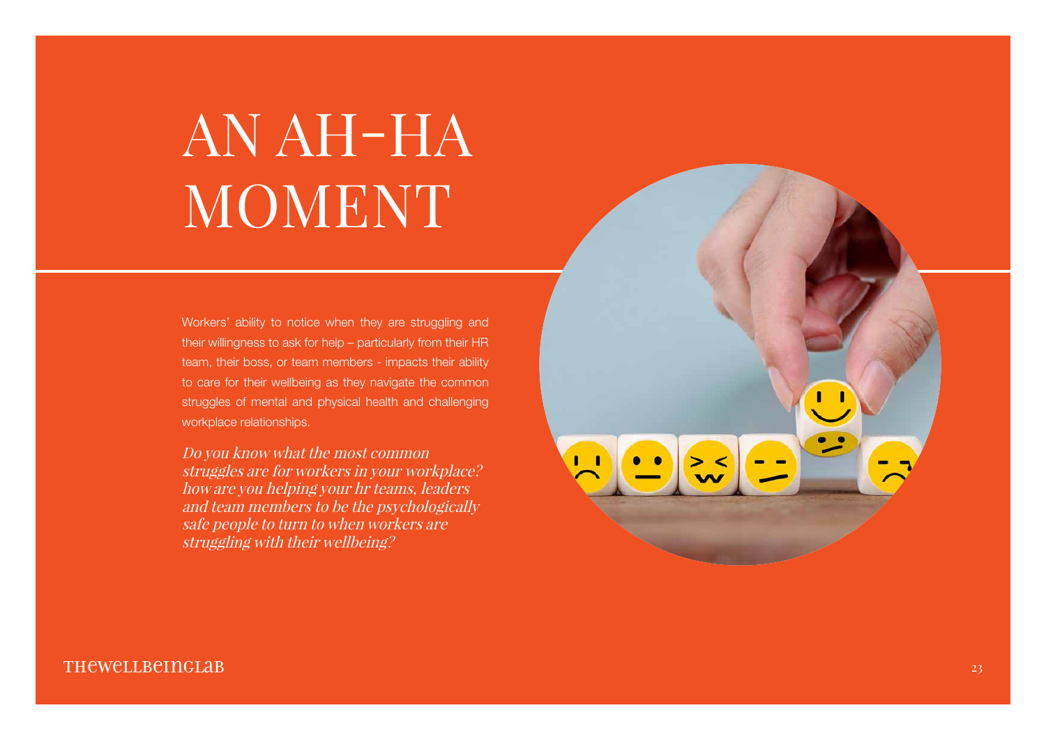# AN AH-HA MOMENT

Workers' ability to notice when they are struggling and their willingness to ask for help – particularly from their HR team, their boss, or team members - impacts their ability to care for their wellbeing as they navigate the common struggles of mental and physical health and challenging workplace relationships.

*Do you know what the most common struggles are for workers in your workplace? how are you helping your hr teams, leaders and team members to be the psychologically safe people to turn to when workers are struggling with their wellbeing?*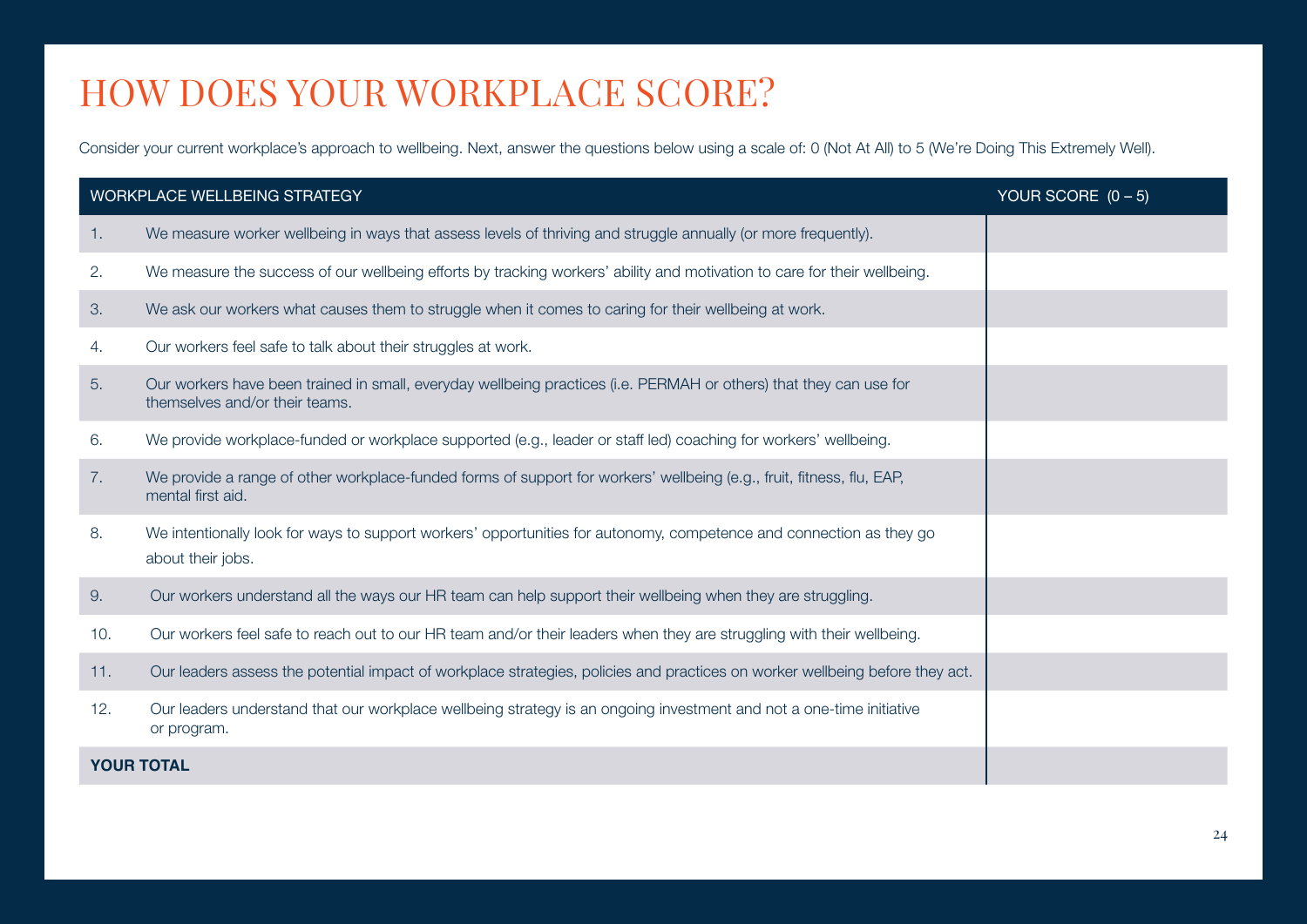# HOW DOES YOUR WORKPLACE SCORE?

Consider your current workplace's approach to wellbeing. Next, answer the questions below using a scale of: 0 (Not At All) to 5 (We're Doing This Extremely Well).

| WORKPLACE WELLBEING STRATEGY | | YOUR SCORE (0 – 5) |
|---|---|---|
| 1. | We measure worker wellbeing in ways that assess levels of thriving and struggle annually (or more frequently). | |
| 2. | We measure the success of our wellbeing efforts by tracking workers' ability and motivation to care for their wellbeing. | |
| 3. | We ask our workers what causes them to struggle when it comes to caring for their wellbeing at work. | |
| 4. | Our workers feel safe to talk about their struggles at work. | |
| 5. | Our workers have been trained in small, everyday wellbeing practices (i.e. PERMAH or others) that they can use for themselves and/or their teams. | |
| 6. | We provide workplace-funded or workplace supported (e.g., leader or staff led) coaching for workers' wellbeing. | |
| 7. | We provide a range of other workplace-funded forms of support for workers' wellbeing (e.g., fruit, fitness, flu, EAP, mental first aid. | |
| 8. | We intentionally look for ways to support workers' opportunities for autonomy, competence and connection as they go about their jobs. | |
| 9. | Our workers understand all the ways our HR team can help support their wellbeing when they are struggling. | |
| 10. | Our workers feel safe to reach out to our HR team and/or their leaders when they are struggling with their wellbeing. | |
| 11. | Our leaders assess the potential impact of workplace strategies, policies and practices on worker wellbeing before they act. | |
| 12. | Our leaders understand that our workplace wellbeing strategy is an ongoing investment and not a one-time initiative or program. | |
| **YOUR TOTAL** | | |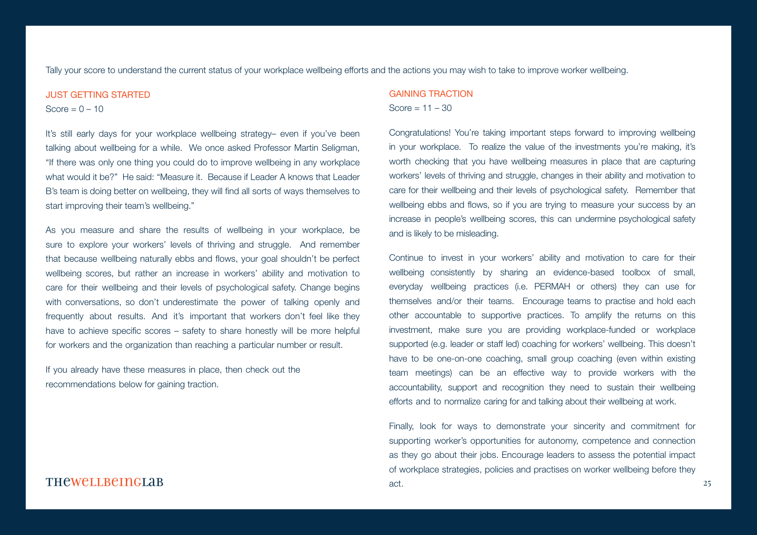Tally your score to understand the current status of your workplace wellbeing efforts and the actions you may wish to take to improve worker wellbeing.

## JUST GETTING STARTED

Score = 0 – 10

It's still early days for your workplace wellbeing strategy– even if you've been talking about wellbeing for a while. We once asked Professor Martin Seligman, "If there was only one thing you could do to improve wellbeing in any workplace what would it be?" He said: "Measure it. Because if Leader A knows that Leader B's team is doing better on wellbeing, they will find all sorts of ways themselves to start improving their team's wellbeing."

As you measure and share the results of wellbeing in your workplace, be sure to explore your workers' levels of thriving and struggle. And remember that because wellbeing naturally ebbs and flows, your goal shouldn't be perfect wellbeing scores, but rather an increase in workers' ability and motivation to care for their wellbeing and their levels of psychological safety. Change begins with conversations, so don't underestimate the power of talking openly and frequently about results. And it's important that workers don't feel like they have to achieve specific scores – safety to share honestly will be more helpful for workers and the organization than reaching a particular number or result.

If you already have these measures in place, then check out the recommendations below for gaining traction.

## GAINING TRACTION

Score = 11 – 30

Congratulations! You're taking important steps forward to improving wellbeing in your workplace. To realize the value of the investments you're making, it's worth checking that you have wellbeing measures in place that are capturing workers' levels of thriving and struggle, changes in their ability and motivation to care for their wellbeing and their levels of psychological safety. Remember that wellbeing ebbs and flows, so if you are trying to measure your success by an increase in people's wellbeing scores, this can undermine psychological safety and is likely to be misleading.

Continue to invest in your workers' ability and motivation to care for their wellbeing consistently by sharing an evidence-based toolbox of small, everyday wellbeing practices (i.e. PERMAH or others) they can use for themselves and/or their teams. Encourage teams to practise and hold each other accountable to supportive practices. To amplify the returns on this investment, make sure you are providing workplace-funded or workplace supported (e.g. leader or staff led) coaching for workers' wellbeing. This doesn't have to be one-on-one coaching, small group coaching (even within existing team meetings) can be an effective way to provide workers with the accountability, support and recognition they need to sustain their wellbeing efforts and to normalize caring for and talking about their wellbeing at work.

Finally, look for ways to demonstrate your sincerity and commitment for supporting worker's opportunities for autonomy, competence and connection as they go about their jobs. Encourage leaders to assess the potential impact of workplace strategies, policies and practises on worker wellbeing before they act.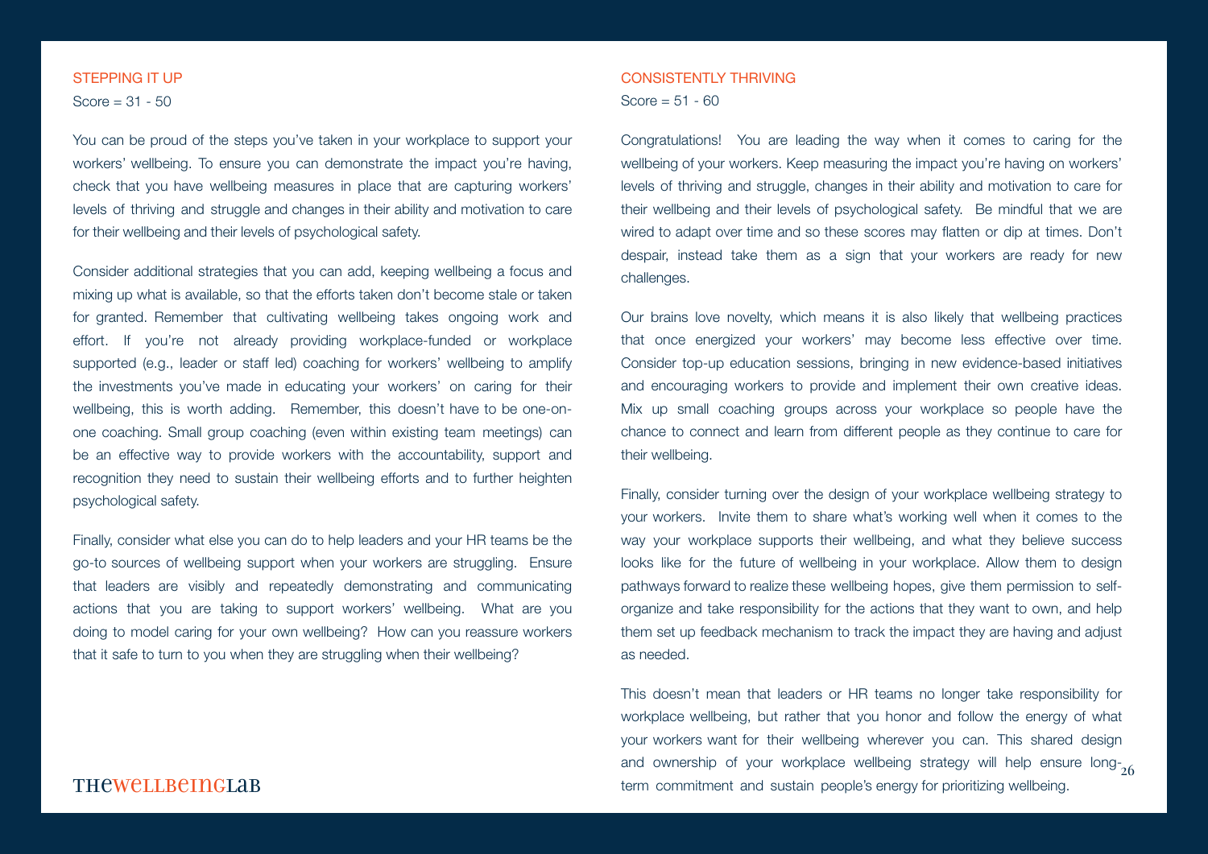## STEPPING IT UP

Score = 31 - 50

You can be proud of the steps you've taken in your workplace to support your workers' wellbeing. To ensure you can demonstrate the impact you're having, check that you have wellbeing measures in place that are capturing workers' levels of thriving and struggle and changes in their ability and motivation to care for their wellbeing and their levels of psychological safety.

Consider additional strategies that you can add, keeping wellbeing a focus and mixing up what is available, so that the efforts taken don't become stale or taken for granted. Remember that cultivating wellbeing takes ongoing work and effort. If you're not already providing workplace-funded or workplace supported (e.g., leader or staff led) coaching for workers' wellbeing to amplify the investments you've made in educating your workers' on caring for their wellbeing, this is worth adding. Remember, this doesn't have to be one-on-one coaching. Small group coaching (even within existing team meetings) can be an effective way to provide workers with the accountability, support and recognition they need to sustain their wellbeing efforts and to further heighten psychological safety.

Finally, consider what else you can do to help leaders and your HR teams be the go-to sources of wellbeing support when your workers are struggling. Ensure that leaders are visibly and repeatedly demonstrating and communicating actions that you are taking to support workers' wellbeing. What are you doing to model caring for your own wellbeing? How can you reassure workers that it safe to turn to you when they are struggling when their wellbeing?

## CONSISTENTLY THRIVING

Score = 51 - 60

Congratulations! You are leading the way when it comes to caring for the wellbeing of your workers. Keep measuring the impact you're having on workers' levels of thriving and struggle, changes in their ability and motivation to care for their wellbeing and their levels of psychological safety. Be mindful that we are wired to adapt over time and so these scores may flatten or dip at times. Don't despair, instead take them as a sign that your workers are ready for new challenges.

Our brains love novelty, which means it is also likely that wellbeing practices that once energized your workers' may become less effective over time. Consider top-up education sessions, bringing in new evidence-based initiatives and encouraging workers to provide and implement their own creative ideas. Mix up small coaching groups across your workplace so people have the chance to connect and learn from different people as they continue to care for their wellbeing.

Finally, consider turning over the design of your workplace wellbeing strategy to your workers. Invite them to share what's working well when it comes to the way your workplace supports their wellbeing, and what they believe success looks like for the future of wellbeing in your workplace. Allow them to design pathways forward to realize these wellbeing hopes, give them permission to self-organize and take responsibility for the actions that they want to own, and help them set up feedback mechanism to track the impact they are having and adjust as needed.

This doesn't mean that leaders or HR teams no longer take responsibility for workplace wellbeing, but rather that you honor and follow the energy of what your workers want for their wellbeing wherever you can. This shared design and ownership of your workplace wellbeing strategy will help ensure long-term commitment and sustain people's energy for prioritizing wellbeing.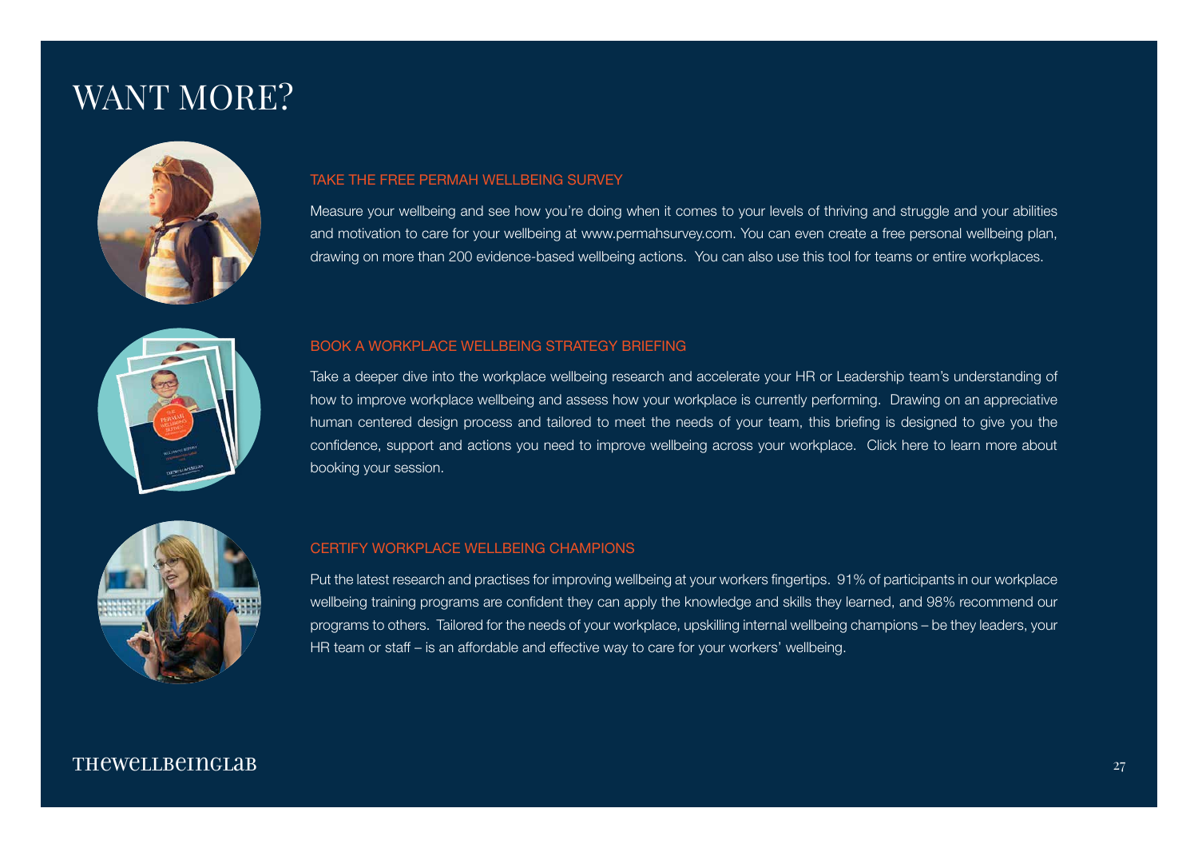# WANT MORE?

## TAKE THE FREE PERMAH WELLBEING SURVEY

Measure your wellbeing and see how you're doing when it comes to your levels of thriving and struggle and your abilities and motivation to care for your wellbeing at www.permahsurvey.com. You can even create a free personal wellbeing plan, drawing on more than 200 evidence-based wellbeing actions. You can also use this tool for teams or entire workplaces.

## BOOK A WORKPLACE WELLBEING STRATEGY BRIEFING

Take a deeper dive into the workplace wellbeing research and accelerate your HR or Leadership team's understanding of how to improve workplace wellbeing and assess how your workplace is currently performing. Drawing on an appreciative human centered design process and tailored to meet the needs of your team, this briefing is designed to give you the confidence, support and actions you need to improve wellbeing across your workplace. Click here to learn more about booking your session.

## CERTIFY WORKPLACE WELLBEING CHAMPIONS

Put the latest research and practises for improving wellbeing at your workers fingertips. 91% of participants in our workplace wellbeing training programs are confident they can apply the knowledge and skills they learned, and 98% recommend our programs to others. Tailored for the needs of your workplace, upskilling internal wellbeing champions – be they leaders, your HR team or staff – is an affordable and effective way to care for your workers' wellbeing.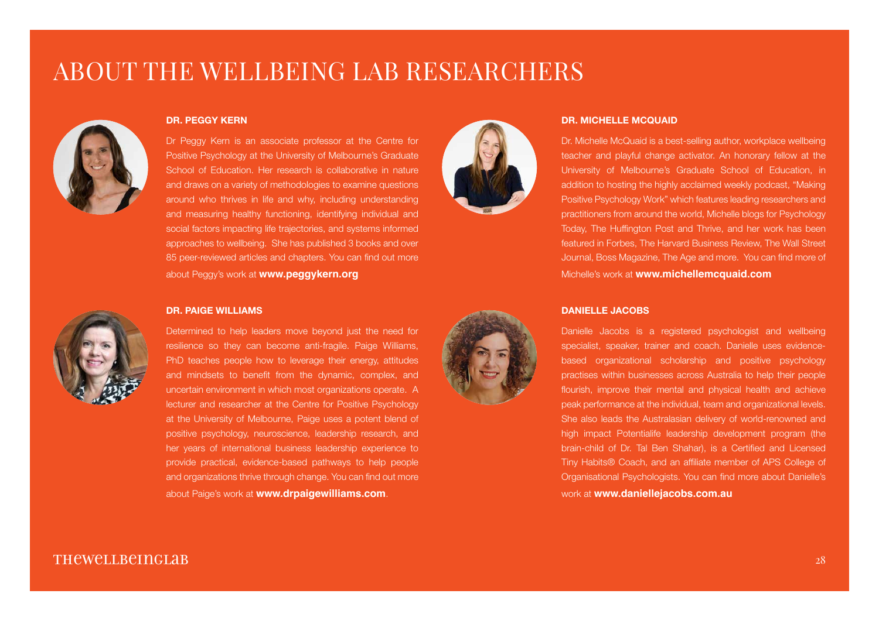# ABOUT THE WELLBEING LAB RESEARCHERS

### DR. PEGGY KERN

Dr Peggy Kern is an associate professor at the Centre for Positive Psychology at the University of Melbourne's Graduate School of Education. Her research is collaborative in nature and draws on a variety of methodologies to examine questions around who thrives in life and why, including understanding and measuring healthy functioning, identifying individual and social factors impacting life trajectories, and systems informed approaches to wellbeing. She has published 3 books and over 85 peer-reviewed articles and chapters. You can find out more about Peggy's work at **www.peggykern.org**

### DR. PAIGE WILLIAMS

Determined to help leaders move beyond just the need for resilience so they can become anti-fragile. Paige Williams, PhD teaches people how to leverage their energy, attitudes and mindsets to benefit from the dynamic, complex, and uncertain environment in which most organizations operate. A lecturer and researcher at the Centre for Positive Psychology at the University of Melbourne, Paige uses a potent blend of positive psychology, neuroscience, leadership research, and her years of international business leadership experience to provide practical, evidence-based pathways to help people and organizations thrive through change. You can find out more about Paige's work at **www.drpaigewilliams.com**.

### DR. MICHELLE MCQUAID

Dr. Michelle McQuaid is a best-selling author, workplace wellbeing teacher and playful change activator. An honorary fellow at the University of Melbourne's Graduate School of Education, in addition to hosting the highly acclaimed weekly podcast, "Making Positive Psychology Work" which features leading researchers and practitioners from around the world, Michelle blogs for Psychology Today, The Huffington Post and Thrive, and her work has been featured in Forbes, The Harvard Business Review, The Wall Street Journal, Boss Magazine, The Age and more. You can find more of Michelle's work at **www.michellemcquaid.com**

### DANIELLE JACOBS

Danielle Jacobs is a registered psychologist and wellbeing specialist, speaker, trainer and coach. Danielle uses evidence-based organizational scholarship and positive psychology practises within businesses across Australia to help their people flourish, improve their mental and physical health and achieve peak performance at the individual, team and organizational levels. She also leads the Australasian delivery of world-renowned and high impact Potentialife leadership development program (the brain-child of Dr. Tal Ben Shahar), is a Certified and Licensed Tiny Habits® Coach, and an affiliate member of APS College of Organisational Psychologists. You can find more about Danielle's work at **www.daniellejacobs.com.au**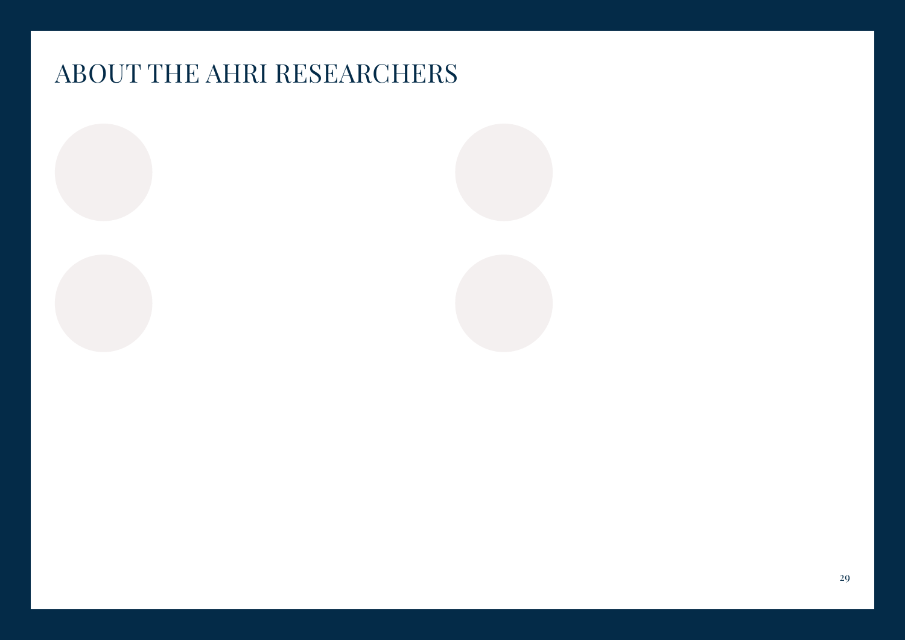# ABOUT THE AHRI RESEARCHERS